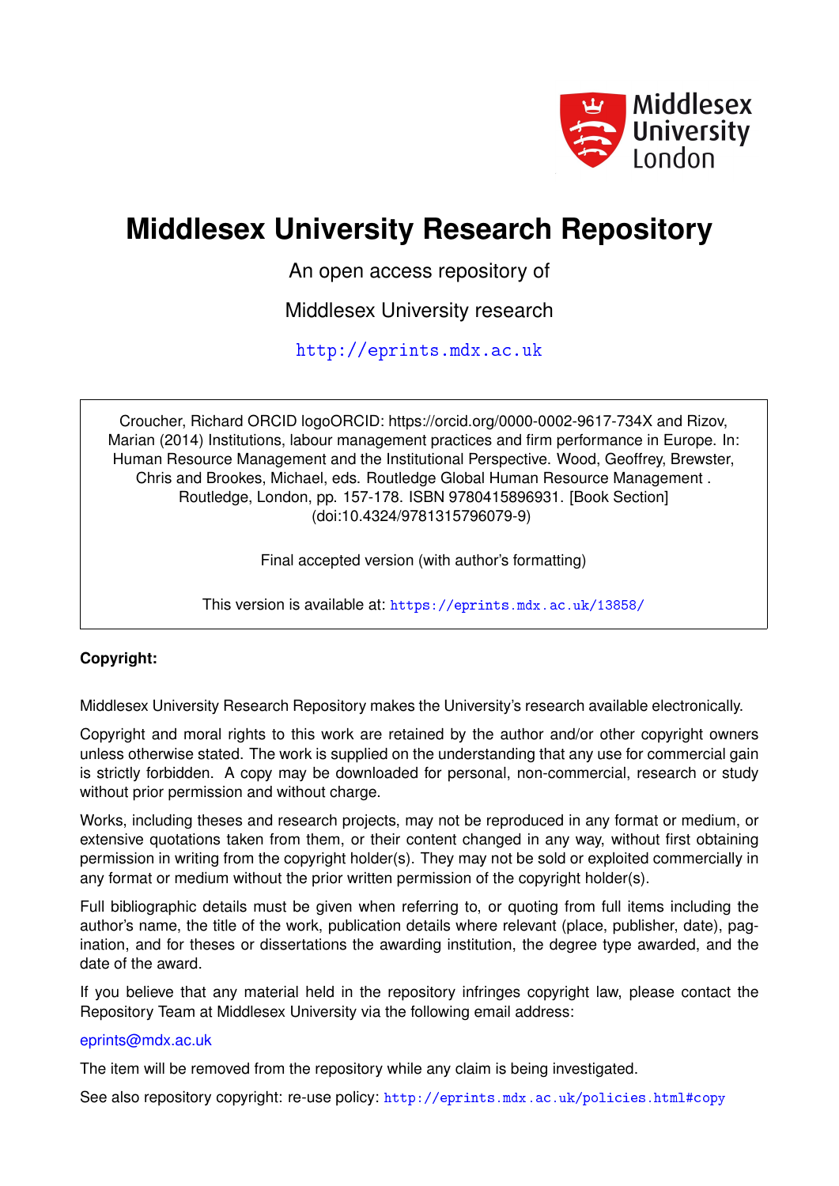Middlesex University London

# Middlesex University Research Repository

An open access repository of

Middlesex University research

http://eprints.mdx.ac.uk

Croucher, Richard ORCID logoORCID: https://orcid.org/0000-0002-9617-734X and Rizov, Marian (2014) Institutions, labour management practices and firm performance in Europe. In: Human Resource Management and the Institutional Perspective. Wood, Geoffrey, Brewster, Chris and Brookes, Michael, eds. Routledge Global Human Resource Management . Routledge, London, pp. 157-178. ISBN 9780415896931. [Book Section] (doi:10.4324/9781315796079-9)

Final accepted version (with author's formatting)

This version is available at: https://eprints.mdx.ac.uk/13858/

**Copyright:**

Middlesex University Research Repository makes the University's research available electronically.

Copyright and moral rights to this work are retained by the author and/or other copyright owners unless otherwise stated. The work is supplied on the understanding that any use for commercial gain is strictly forbidden. A copy may be downloaded for personal, non-commercial, research or study without prior permission and without charge.

Works, including theses and research projects, may not be reproduced in any format or medium, or extensive quotations taken from them, or their content changed in any way, without first obtaining permission in writing from the copyright holder(s). They may not be sold or exploited commercially in any format or medium without the prior written permission of the copyright holder(s).

Full bibliographic details must be given when referring to, or quoting from full items including the author's name, the title of the work, publication details where relevant (place, publisher, date), pagination, and for theses or dissertations the awarding institution, the degree type awarded, and the date of the award.

If you believe that any material held in the repository infringes copyright law, please contact the Repository Team at Middlesex University via the following email address:

eprints@mdx.ac.uk

The item will be removed from the repository while any claim is being investigated.

See also repository copyright: re-use policy: http://eprints.mdx.ac.uk/policies.html#copy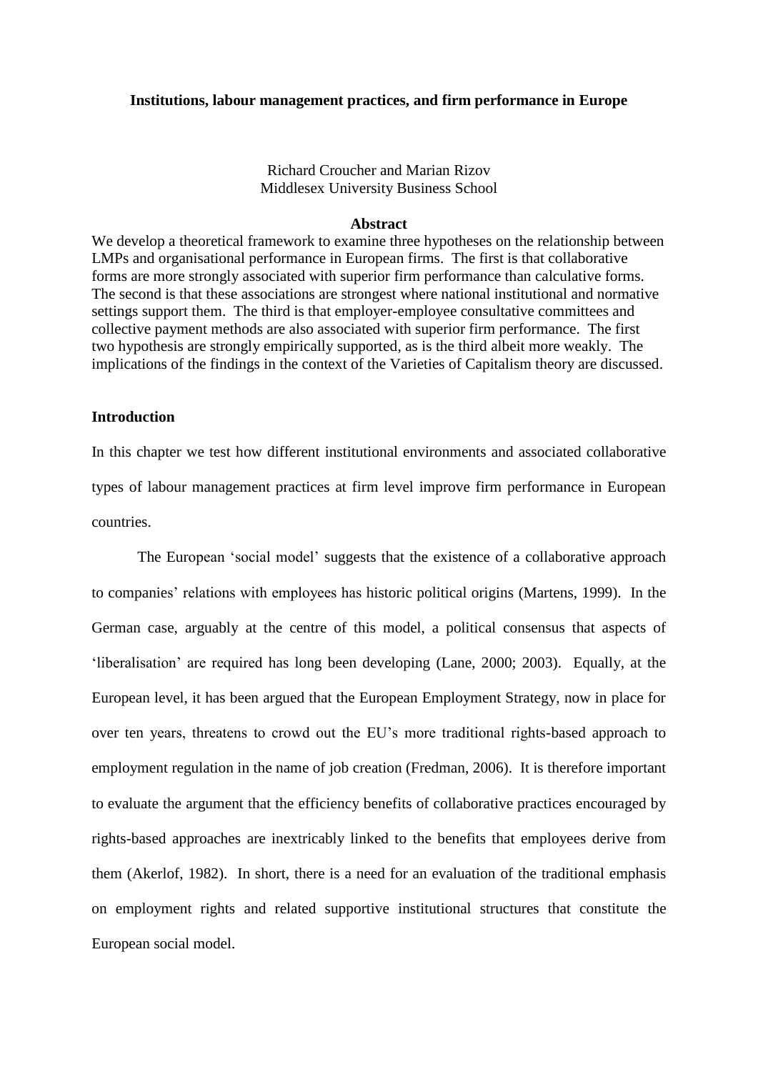**Institutions, labour management practices, and firm performance in Europe**

Richard Croucher and Marian Rizov
Middlesex University Business School

**Abstract**

We develop a theoretical framework to examine three hypotheses on the relationship between LMPs and organisational performance in European firms. The first is that collaborative forms are more strongly associated with superior firm performance than calculative forms. The second is that these associations are strongest where national institutional and normative settings support them. The third is that employer-employee consultative committees and collective payment methods are also associated with superior firm performance. The first two hypothesis are strongly empirically supported, as is the third albeit more weakly. The implications of the findings in the context of the Varieties of Capitalism theory are discussed.

## Introduction

In this chapter we test how different institutional environments and associated collaborative types of labour management practices at firm level improve firm performance in European countries.

The European 'social model' suggests that the existence of a collaborative approach to companies' relations with employees has historic political origins (Martens, 1999). In the German case, arguably at the centre of this model, a political consensus that aspects of 'liberalisation' are required has long been developing (Lane, 2000; 2003). Equally, at the European level, it has been argued that the European Employment Strategy, now in place for over ten years, threatens to crowd out the EU's more traditional rights-based approach to employment regulation in the name of job creation (Fredman, 2006). It is therefore important to evaluate the argument that the efficiency benefits of collaborative practices encouraged by rights-based approaches are inextricably linked to the benefits that employees derive from them (Akerlof, 1982). In short, there is a need for an evaluation of the traditional emphasis on employment rights and related supportive institutional structures that constitute the European social model.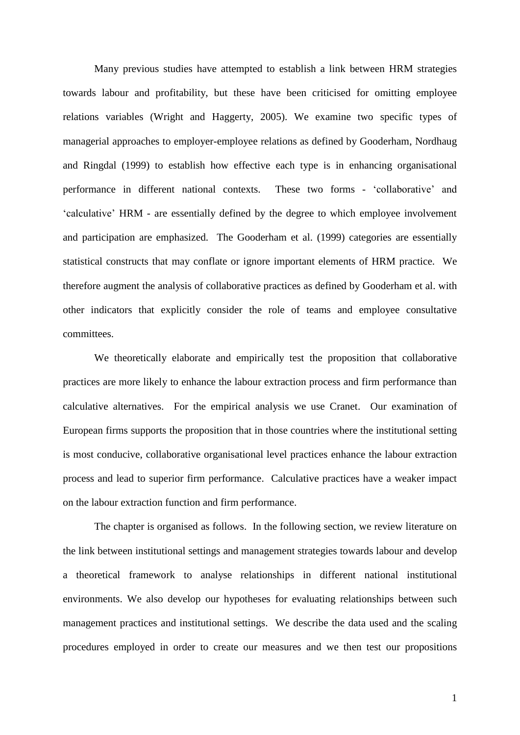Many previous studies have attempted to establish a link between HRM strategies towards labour and profitability, but these have been criticised for omitting employee relations variables (Wright and Haggerty, 2005). We examine two specific types of managerial approaches to employer-employee relations as defined by Gooderham, Nordhaug and Ringdal (1999) to establish how effective each type is in enhancing organisational performance in different national contexts. These two forms - 'collaborative' and 'calculative' HRM - are essentially defined by the degree to which employee involvement and participation are emphasized. The Gooderham et al. (1999) categories are essentially statistical constructs that may conflate or ignore important elements of HRM practice. We therefore augment the analysis of collaborative practices as defined by Gooderham et al. with other indicators that explicitly consider the role of teams and employee consultative committees.

We theoretically elaborate and empirically test the proposition that collaborative practices are more likely to enhance the labour extraction process and firm performance than calculative alternatives. For the empirical analysis we use Cranet. Our examination of European firms supports the proposition that in those countries where the institutional setting is most conducive, collaborative organisational level practices enhance the labour extraction process and lead to superior firm performance. Calculative practices have a weaker impact on the labour extraction function and firm performance.

The chapter is organised as follows. In the following section, we review literature on the link between institutional settings and management strategies towards labour and develop a theoretical framework to analyse relationships in different national institutional environments. We also develop our hypotheses for evaluating relationships between such management practices and institutional settings. We describe the data used and the scaling procedures employed in order to create our measures and we then test our propositions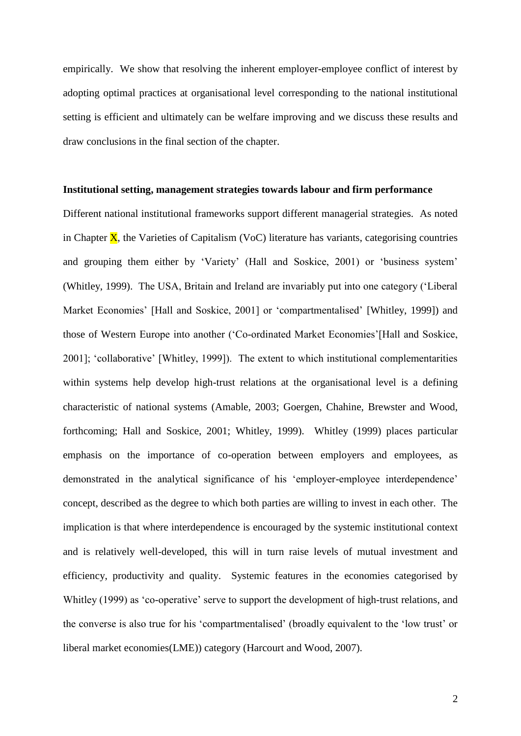empirically. We show that resolving the inherent employer-employee conflict of interest by adopting optimal practices at organisational level corresponding to the national institutional setting is efficient and ultimately can be welfare improving and we discuss these results and draw conclusions in the final section of the chapter.

**Institutional setting, management strategies towards labour and firm performance**

Different national institutional frameworks support different managerial strategies. As noted in Chapter X, the Varieties of Capitalism (VoC) literature has variants, categorising countries and grouping them either by 'Variety' (Hall and Soskice, 2001) or 'business system' (Whitley, 1999). The USA, Britain and Ireland are invariably put into one category ('Liberal Market Economies' [Hall and Soskice, 2001] or 'compartmentalised' [Whitley, 1999]) and those of Western Europe into another ('Co-ordinated Market Economies'[Hall and Soskice, 2001]; 'collaborative' [Whitley, 1999]). The extent to which institutional complementarities within systems help develop high-trust relations at the organisational level is a defining characteristic of national systems (Amable, 2003; Goergen, Chahine, Brewster and Wood, forthcoming; Hall and Soskice, 2001; Whitley, 1999). Whitley (1999) places particular emphasis on the importance of co-operation between employers and employees, as demonstrated in the analytical significance of his 'employer-employee interdependence' concept, described as the degree to which both parties are willing to invest in each other. The implication is that where interdependence is encouraged by the systemic institutional context and is relatively well-developed, this will in turn raise levels of mutual investment and efficiency, productivity and quality. Systemic features in the economies categorised by Whitley (1999) as 'co-operative' serve to support the development of high-trust relations, and the converse is also true for his 'compartmentalised' (broadly equivalent to the 'low trust' or liberal market economies(LME)) category (Harcourt and Wood, 2007).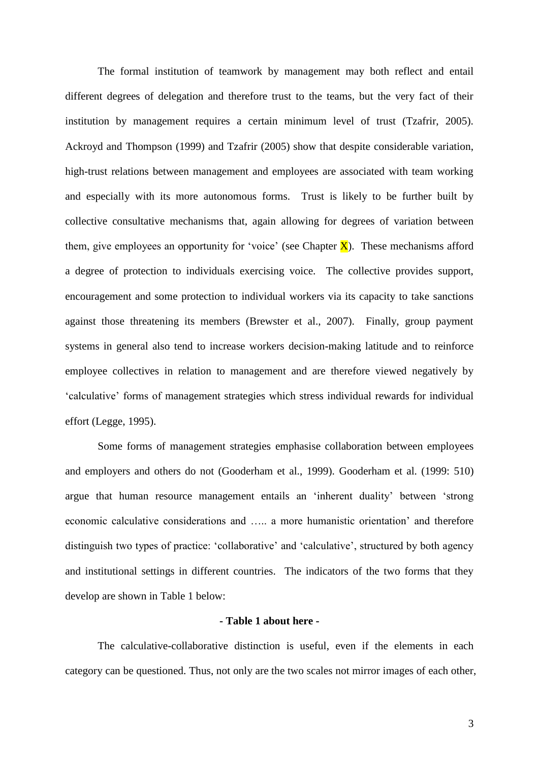The formal institution of teamwork by management may both reflect and entail different degrees of delegation and therefore trust to the teams, but the very fact of their institution by management requires a certain minimum level of trust (Tzafrir, 2005). Ackroyd and Thompson (1999) and Tzafrir (2005) show that despite considerable variation, high-trust relations between management and employees are associated with team working and especially with its more autonomous forms. Trust is likely to be further built by collective consultative mechanisms that, again allowing for degrees of variation between them, give employees an opportunity for 'voice' (see Chapter X). These mechanisms afford a degree of protection to individuals exercising voice. The collective provides support, encouragement and some protection to individual workers via its capacity to take sanctions against those threatening its members (Brewster et al., 2007). Finally, group payment systems in general also tend to increase workers decision-making latitude and to reinforce employee collectives in relation to management and are therefore viewed negatively by 'calculative' forms of management strategies which stress individual rewards for individual effort (Legge, 1995).

Some forms of management strategies emphasise collaboration between employees and employers and others do not (Gooderham et al., 1999). Gooderham et al. (1999: 510) argue that human resource management entails an 'inherent duality' between 'strong economic calculative considerations and ….. a more humanistic orientation' and therefore distinguish two types of practice: 'collaborative' and 'calculative', structured by both agency and institutional settings in different countries. The indicators of the two forms that they develop are shown in Table 1 below:

**- Table 1 about here -**

The calculative-collaborative distinction is useful, even if the elements in each category can be questioned. Thus, not only are the two scales not mirror images of each other,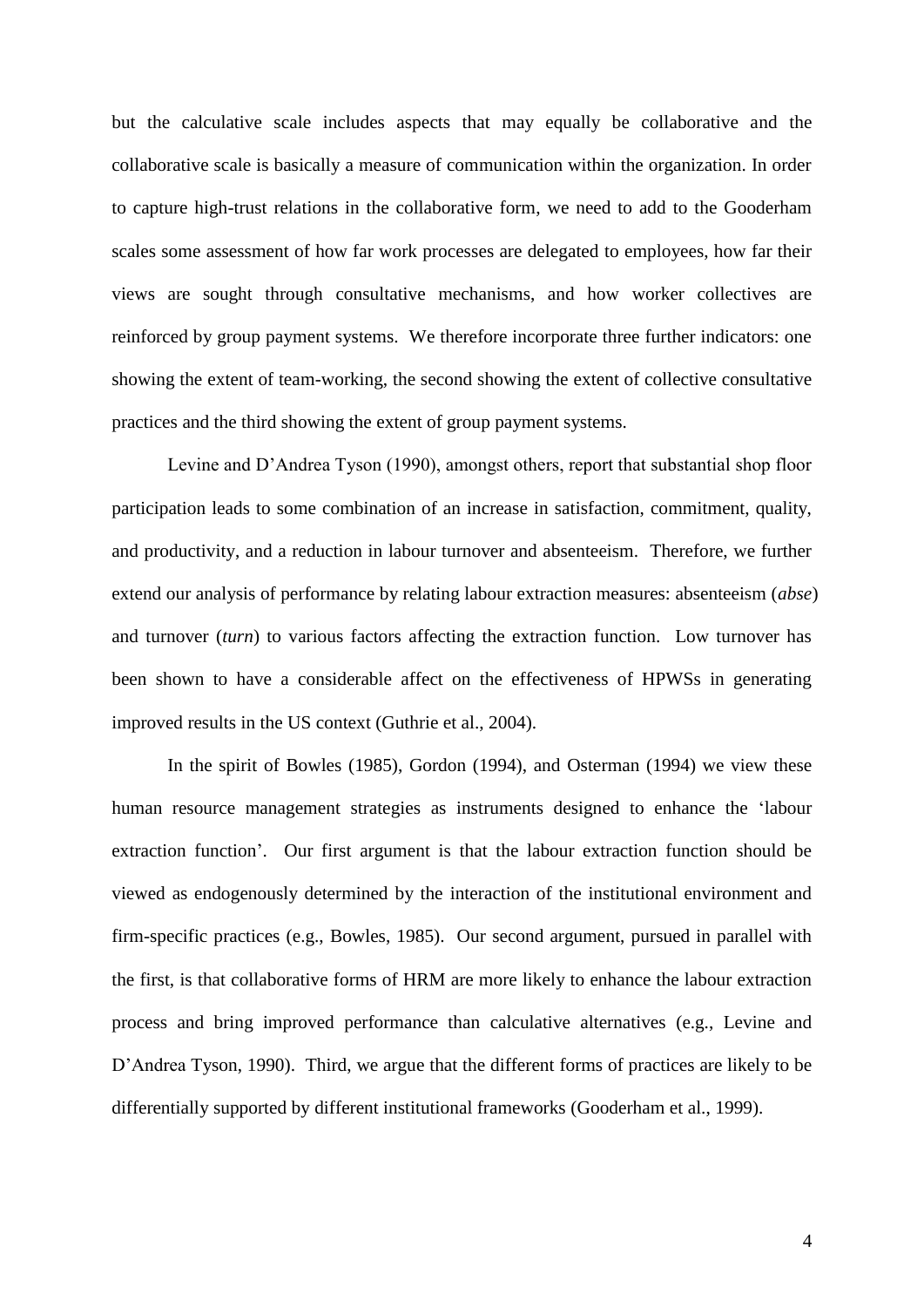but the calculative scale includes aspects that may equally be collaborative and the collaborative scale is basically a measure of communication within the organization. In order to capture high-trust relations in the collaborative form, we need to add to the Gooderham scales some assessment of how far work processes are delegated to employees, how far their views are sought through consultative mechanisms, and how worker collectives are reinforced by group payment systems. We therefore incorporate three further indicators: one showing the extent of team-working, the second showing the extent of collective consultative practices and the third showing the extent of group payment systems.

Levine and D'Andrea Tyson (1990), amongst others, report that substantial shop floor participation leads to some combination of an increase in satisfaction, commitment, quality, and productivity, and a reduction in labour turnover and absenteeism. Therefore, we further extend our analysis of performance by relating labour extraction measures: absenteeism (*abse*) and turnover (*turn*) to various factors affecting the extraction function. Low turnover has been shown to have a considerable affect on the effectiveness of HPWSs in generating improved results in the US context (Guthrie et al., 2004).

In the spirit of Bowles (1985), Gordon (1994), and Osterman (1994) we view these human resource management strategies as instruments designed to enhance the 'labour extraction function'. Our first argument is that the labour extraction function should be viewed as endogenously determined by the interaction of the institutional environment and firm-specific practices (e.g., Bowles, 1985). Our second argument, pursued in parallel with the first, is that collaborative forms of HRM are more likely to enhance the labour extraction process and bring improved performance than calculative alternatives (e.g., Levine and D'Andrea Tyson, 1990). Third, we argue that the different forms of practices are likely to be differentially supported by different institutional frameworks (Gooderham et al., 1999).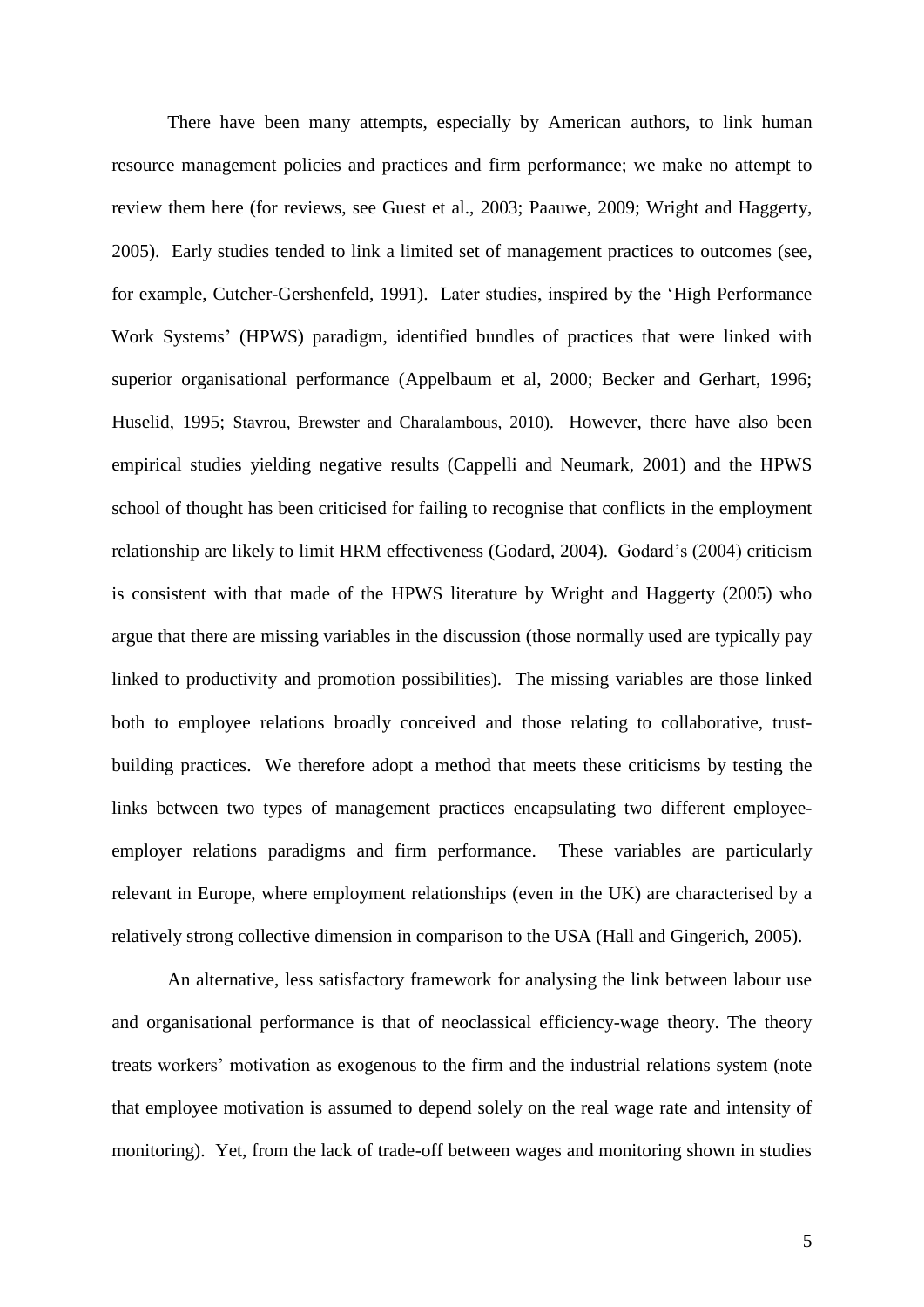There have been many attempts, especially by American authors, to link human resource management policies and practices and firm performance; we make no attempt to review them here (for reviews, see Guest et al., 2003; Paauwe, 2009; Wright and Haggerty, 2005). Early studies tended to link a limited set of management practices to outcomes (see, for example, Cutcher-Gershenfeld, 1991). Later studies, inspired by the 'High Performance Work Systems' (HPWS) paradigm, identified bundles of practices that were linked with superior organisational performance (Appelbaum et al, 2000; Becker and Gerhart, 1996; Huselid, 1995; Stavrou, Brewster and Charalambous, 2010). However, there have also been empirical studies yielding negative results (Cappelli and Neumark, 2001) and the HPWS school of thought has been criticised for failing to recognise that conflicts in the employment relationship are likely to limit HRM effectiveness (Godard, 2004). Godard's (2004) criticism is consistent with that made of the HPWS literature by Wright and Haggerty (2005) who argue that there are missing variables in the discussion (those normally used are typically pay linked to productivity and promotion possibilities). The missing variables are those linked both to employee relations broadly conceived and those relating to collaborative, trust-building practices. We therefore adopt a method that meets these criticisms by testing the links between two types of management practices encapsulating two different employee-employer relations paradigms and firm performance. These variables are particularly relevant in Europe, where employment relationships (even in the UK) are characterised by a relatively strong collective dimension in comparison to the USA (Hall and Gingerich, 2005).

An alternative, less satisfactory framework for analysing the link between labour use and organisational performance is that of neoclassical efficiency-wage theory. The theory treats workers' motivation as exogenous to the firm and the industrial relations system (note that employee motivation is assumed to depend solely on the real wage rate and intensity of monitoring). Yet, from the lack of trade-off between wages and monitoring shown in studies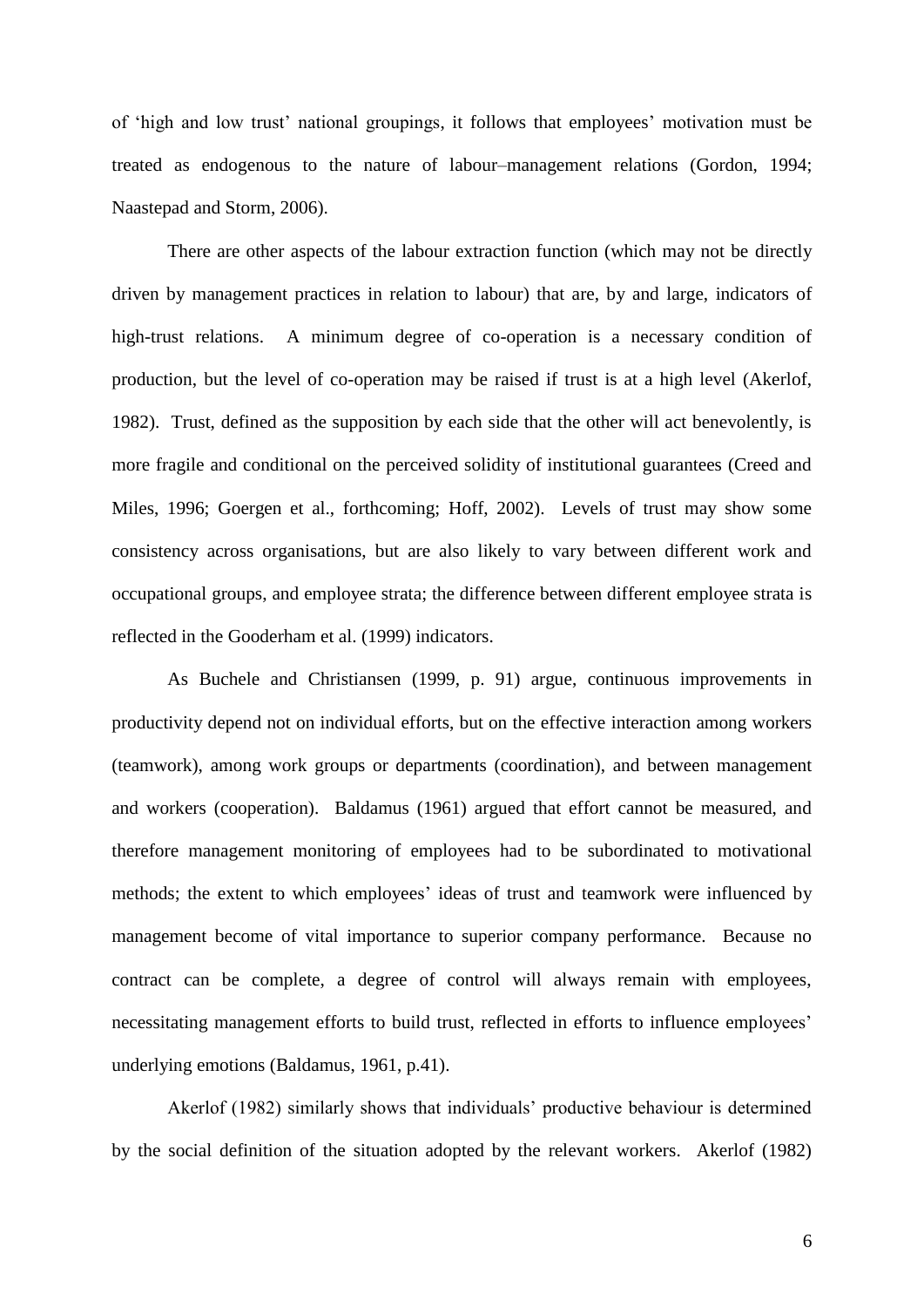of 'high and low trust' national groupings, it follows that employees' motivation must be treated as endogenous to the nature of labour–management relations (Gordon, 1994; Naastepad and Storm, 2006).

There are other aspects of the labour extraction function (which may not be directly driven by management practices in relation to labour) that are, by and large, indicators of high-trust relations. A minimum degree of co-operation is a necessary condition of production, but the level of co-operation may be raised if trust is at a high level (Akerlof, 1982). Trust, defined as the supposition by each side that the other will act benevolently, is more fragile and conditional on the perceived solidity of institutional guarantees (Creed and Miles, 1996; Goergen et al., forthcoming; Hoff, 2002). Levels of trust may show some consistency across organisations, but are also likely to vary between different work and occupational groups, and employee strata; the difference between different employee strata is reflected in the Gooderham et al. (1999) indicators.

As Buchele and Christiansen (1999, p. 91) argue, continuous improvements in productivity depend not on individual efforts, but on the effective interaction among workers (teamwork), among work groups or departments (coordination), and between management and workers (cooperation). Baldamus (1961) argued that effort cannot be measured, and therefore management monitoring of employees had to be subordinated to motivational methods; the extent to which employees' ideas of trust and teamwork were influenced by management become of vital importance to superior company performance. Because no contract can be complete, a degree of control will always remain with employees, necessitating management efforts to build trust, reflected in efforts to influence employees' underlying emotions (Baldamus, 1961, p.41).

Akerlof (1982) similarly shows that individuals' productive behaviour is determined by the social definition of the situation adopted by the relevant workers. Akerlof (1982)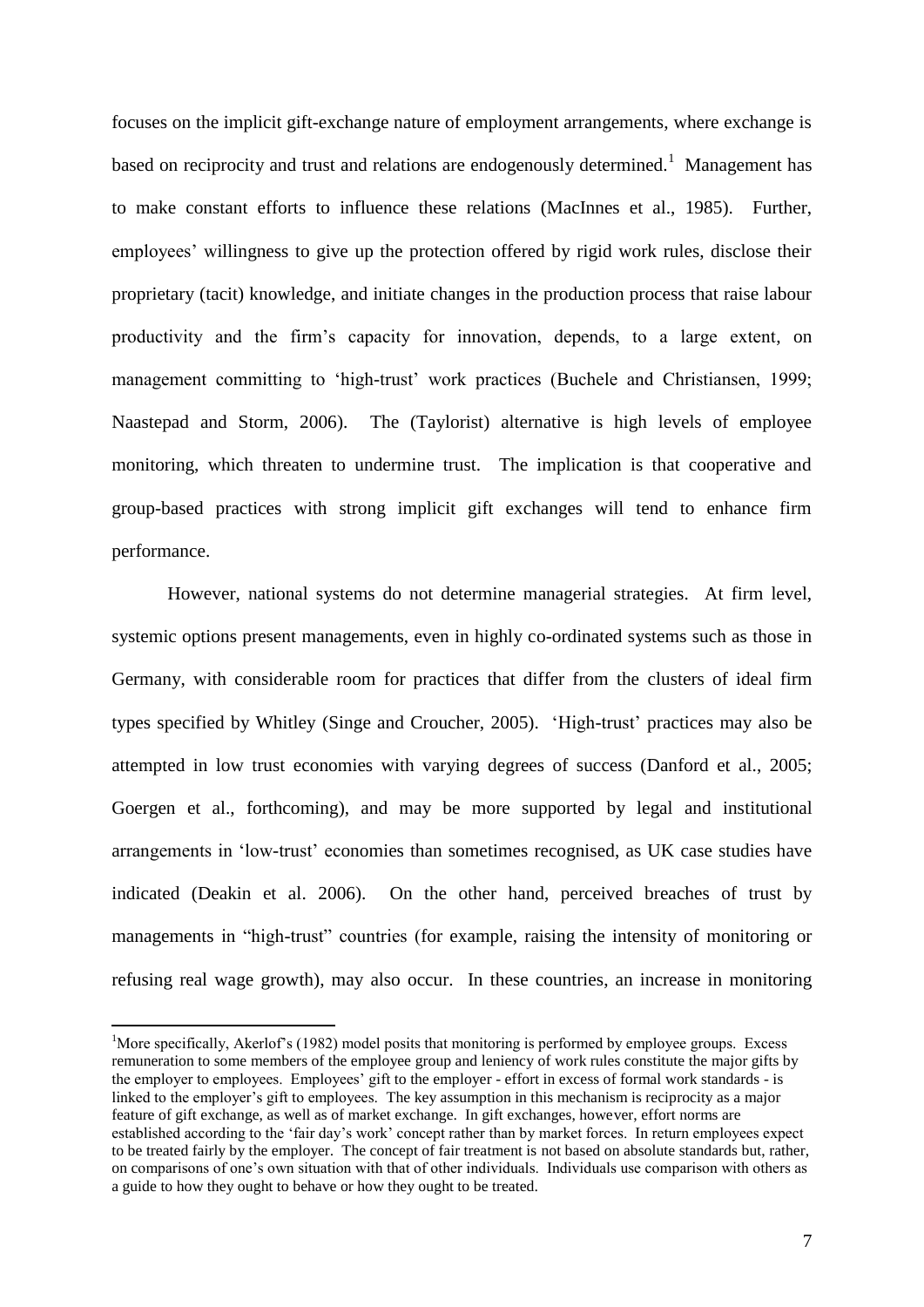focuses on the implicit gift-exchange nature of employment arrangements, where exchange is based on reciprocity and trust and relations are endogenously determined.[1] Management has to make constant efforts to influence these relations (MacInnes et al., 1985). Further, employees' willingness to give up the protection offered by rigid work rules, disclose their proprietary (tacit) knowledge, and initiate changes in the production process that raise labour productivity and the firm's capacity for innovation, depends, to a large extent, on management committing to 'high-trust' work practices (Buchele and Christiansen, 1999; Naastepad and Storm, 2006). The (Taylorist) alternative is high levels of employee monitoring, which threaten to undermine trust. The implication is that cooperative and group-based practices with strong implicit gift exchanges will tend to enhance firm performance.

However, national systems do not determine managerial strategies. At firm level, systemic options present managements, even in highly co-ordinated systems such as those in Germany, with considerable room for practices that differ from the clusters of ideal firm types specified by Whitley (Singe and Croucher, 2005). 'High-trust' practices may also be attempted in low trust economies with varying degrees of success (Danford et al., 2005; Goergen et al., forthcoming), and may be more supported by legal and institutional arrangements in 'low-trust' economies than sometimes recognised, as UK case studies have indicated (Deakin et al. 2006). On the other hand, perceived breaches of trust by managements in "high-trust" countries (for example, raising the intensity of monitoring or refusing real wage growth), may also occur. In these countries, an increase in monitoring

---

[1] More specifically, Akerlof's (1982) model posits that monitoring is performed by employee groups. Excess remuneration to some members of the employee group and leniency of work rules constitute the major gifts by the employer to employees. Employees' gift to the employer - effort in excess of formal work standards - is linked to the employer's gift to employees. The key assumption in this mechanism is reciprocity as a major feature of gift exchange, as well as of market exchange. In gift exchanges, however, effort norms are established according to the 'fair day's work' concept rather than by market forces. In return employees expect to be treated fairly by the employer. The concept of fair treatment is not based on absolute standards but, rather, on comparisons of one's own situation with that of other individuals. Individuals use comparison with others as a guide to how they ought to behave or how they ought to be treated.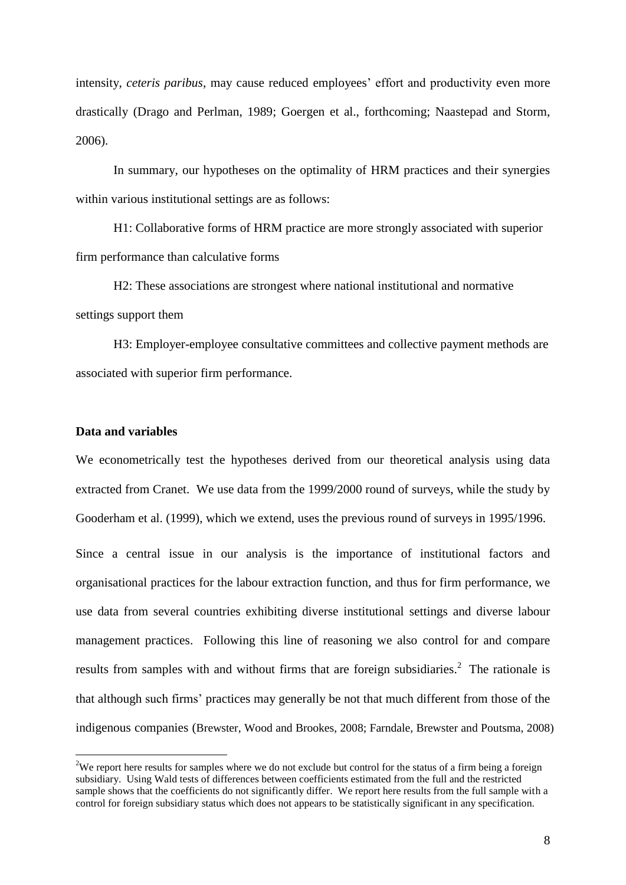intensity, *ceteris paribus*, may cause reduced employees' effort and productivity even more drastically (Drago and Perlman, 1989; Goergen et al., forthcoming; Naastepad and Storm, 2006).

In summary, our hypotheses on the optimality of HRM practices and their synergies within various institutional settings are as follows:

H1: Collaborative forms of HRM practice are more strongly associated with superior firm performance than calculative forms

H2: These associations are strongest where national institutional and normative settings support them

H3: Employer-employee consultative committees and collective payment methods are associated with superior firm performance.

## Data and variables

We econometrically test the hypotheses derived from our theoretical analysis using data extracted from Cranet. We use data from the 1999/2000 round of surveys, while the study by Gooderham et al. (1999), which we extend, uses the previous round of surveys in 1995/1996.

Since a central issue in our analysis is the importance of institutional factors and organisational practices for the labour extraction function, and thus for firm performance, we use data from several countries exhibiting diverse institutional settings and diverse labour management practices. Following this line of reasoning we also control for and compare results from samples with and without firms that are foreign subsidiaries.[2] The rationale is that although such firms' practices may generally be not that much different from those of the indigenous companies (Brewster, Wood and Brookes, 2008; Farndale, Brewster and Poutsma, 2008)

[2] We report here results for samples where we do not exclude but control for the status of a firm being a foreign subsidiary. Using Wald tests of differences between coefficients estimated from the full and the restricted sample shows that the coefficients do not significantly differ. We report here results from the full sample with a control for foreign subsidiary status which does not appears to be statistically significant in any specification.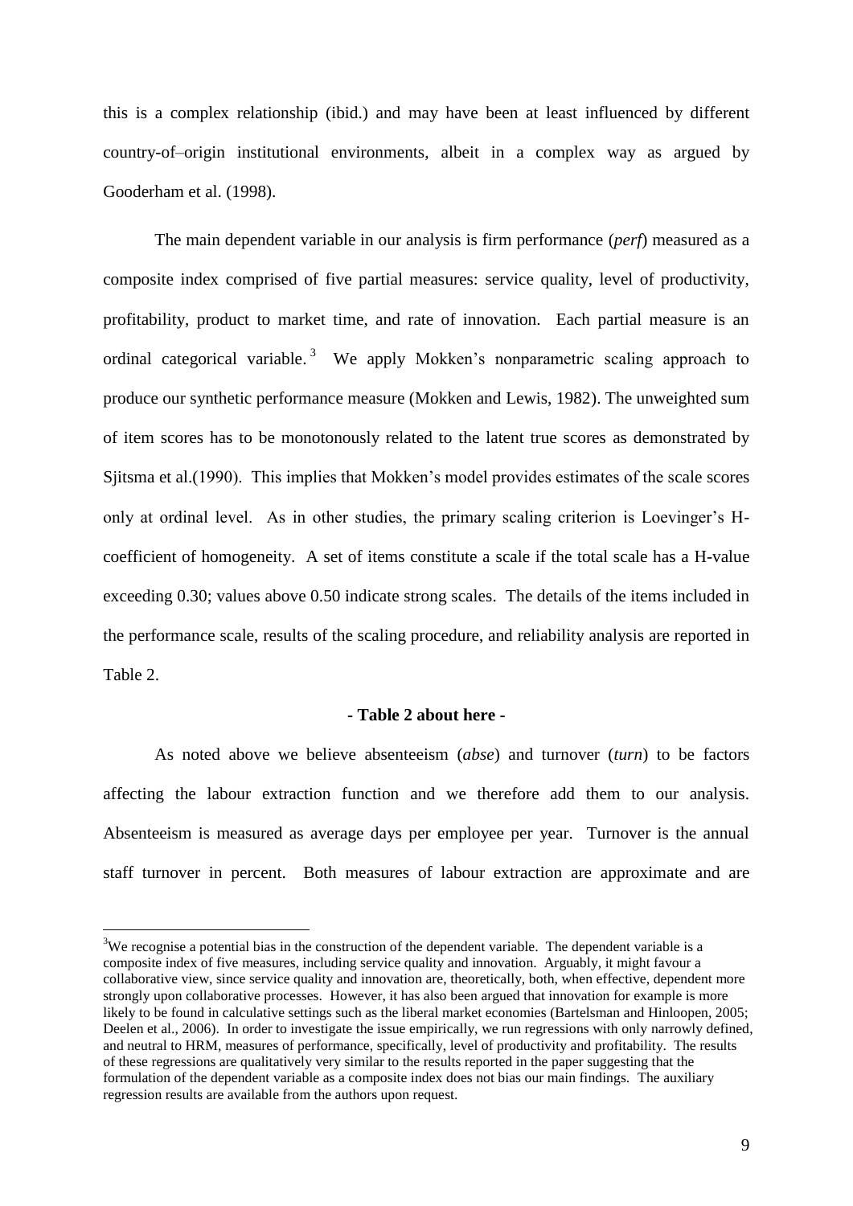this is a complex relationship (ibid.) and may have been at least influenced by different country-of–origin institutional environments, albeit in a complex way as argued by Gooderham et al. (1998).

The main dependent variable in our analysis is firm performance (*perf*) measured as a composite index comprised of five partial measures: service quality, level of productivity, profitability, product to market time, and rate of innovation. Each partial measure is an ordinal categorical variable.[3] We apply Mokken's nonparametric scaling approach to produce our synthetic performance measure (Mokken and Lewis, 1982). The unweighted sum of item scores has to be monotonously related to the latent true scores as demonstrated by Sjitsma et al.(1990). This implies that Mokken's model provides estimates of the scale scores only at ordinal level. As in other studies, the primary scaling criterion is Loevinger's H-coefficient of homogeneity. A set of items constitute a scale if the total scale has a H-value exceeding 0.30; values above 0.50 indicate strong scales. The details of the items included in the performance scale, results of the scaling procedure, and reliability analysis are reported in Table 2.

**- Table 2 about here -**

As noted above we believe absenteeism (*abse*) and turnover (*turn*) to be factors affecting the labour extraction function and we therefore add them to our analysis. Absenteeism is measured as average days per employee per year. Turnover is the annual staff turnover in percent. Both measures of labour extraction are approximate and are

---

[3]We recognise a potential bias in the construction of the dependent variable. The dependent variable is a composite index of five measures, including service quality and innovation. Arguably, it might favour a collaborative view, since service quality and innovation are, theoretically, both, when effective, dependent more strongly upon collaborative processes. However, it has also been argued that innovation for example is more likely to be found in calculative settings such as the liberal market economies (Bartelsman and Hinloopen, 2005; Deelen et al., 2006). In order to investigate the issue empirically, we run regressions with only narrowly defined, and neutral to HRM, measures of performance, specifically, level of productivity and profitability. The results of these regressions are qualitatively very similar to the results reported in the paper suggesting that the formulation of the dependent variable as a composite index does not bias our main findings. The auxiliary regression results are available from the authors upon request.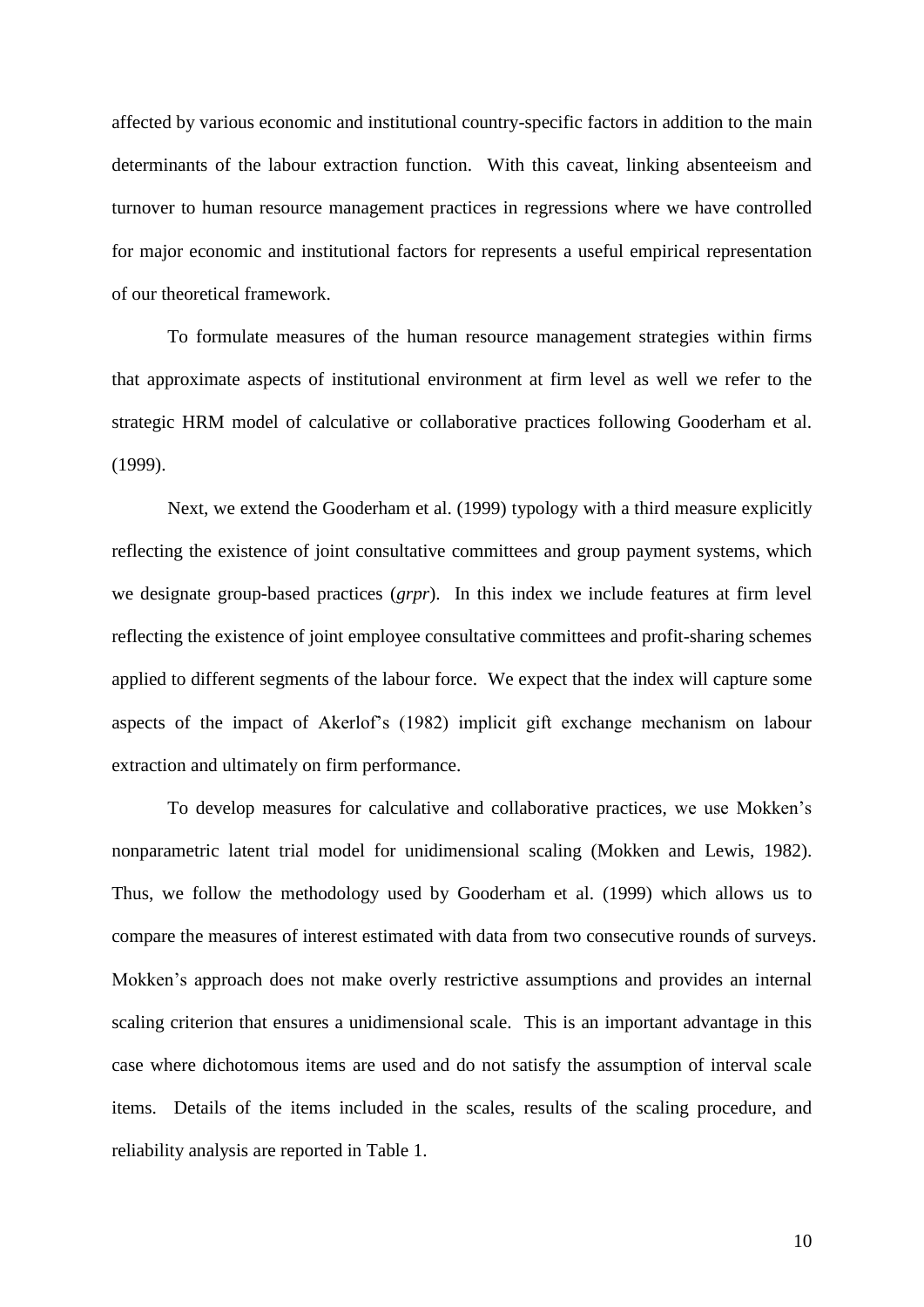affected by various economic and institutional country-specific factors in addition to the main determinants of the labour extraction function. With this caveat, linking absenteeism and turnover to human resource management practices in regressions where we have controlled for major economic and institutional factors for represents a useful empirical representation of our theoretical framework.

To formulate measures of the human resource management strategies within firms that approximate aspects of institutional environment at firm level as well we refer to the strategic HRM model of calculative or collaborative practices following Gooderham et al. (1999).

Next, we extend the Gooderham et al. (1999) typology with a third measure explicitly reflecting the existence of joint consultative committees and group payment systems, which we designate group-based practices (*grpr*). In this index we include features at firm level reflecting the existence of joint employee consultative committees and profit-sharing schemes applied to different segments of the labour force. We expect that the index will capture some aspects of the impact of Akerlof's (1982) implicit gift exchange mechanism on labour extraction and ultimately on firm performance.

To develop measures for calculative and collaborative practices, we use Mokken's nonparametric latent trial model for unidimensional scaling (Mokken and Lewis, 1982). Thus, we follow the methodology used by Gooderham et al. (1999) which allows us to compare the measures of interest estimated with data from two consecutive rounds of surveys. Mokken's approach does not make overly restrictive assumptions and provides an internal scaling criterion that ensures a unidimensional scale. This is an important advantage in this case where dichotomous items are used and do not satisfy the assumption of interval scale items. Details of the items included in the scales, results of the scaling procedure, and reliability analysis are reported in Table 1.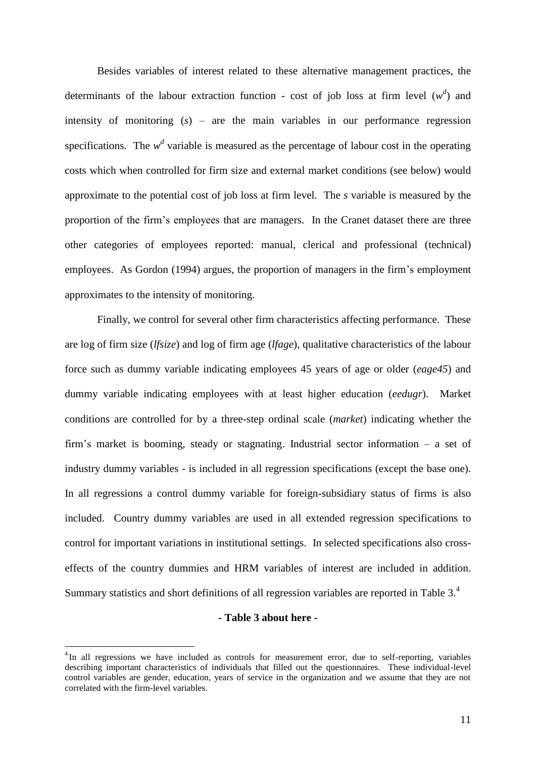Besides variables of interest related to these alternative management practices, the determinants of the labour extraction function - cost of job loss at firm level ($w^d$) and intensity of monitoring ($s$) – are the main variables in our performance regression specifications. The $w^d$ variable is measured as the percentage of labour cost in the operating costs which when controlled for firm size and external market conditions (see below) would approximate to the potential cost of job loss at firm level. The $s$ variable is measured by the proportion of the firm's employees that are managers. In the Cranet dataset there are three other categories of employees reported: manual, clerical and professional (technical) employees. As Gordon (1994) argues, the proportion of managers in the firm's employment approximates to the intensity of monitoring.

Finally, we control for several other firm characteristics affecting performance. These are log of firm size (*lfsize*) and log of firm age (*lfage*), qualitative characteristics of the labour force such as dummy variable indicating employees 45 years of age or older (*eage45*) and dummy variable indicating employees with at least higher education (*eedugr*). Market conditions are controlled for by a three-step ordinal scale (*market*) indicating whether the firm's market is booming, steady or stagnating. Industrial sector information – a set of industry dummy variables - is included in all regression specifications (except the base one). In all regressions a control dummy variable for foreign-subsidiary status of firms is also included. Country dummy variables are used in all extended regression specifications to control for important variations in institutional settings. In selected specifications also cross-effects of the country dummies and HRM variables of interest are included in addition. Summary statistics and short definitions of all regression variables are reported in Table 3.[4]

**- Table 3 about here -**

[4] In all regressions we have included as controls for measurement error, due to self-reporting, variables describing important characteristics of individuals that filled out the questionnaires. These individual-level control variables are gender, education, years of service in the organization and we assume that they are not correlated with the firm-level variables.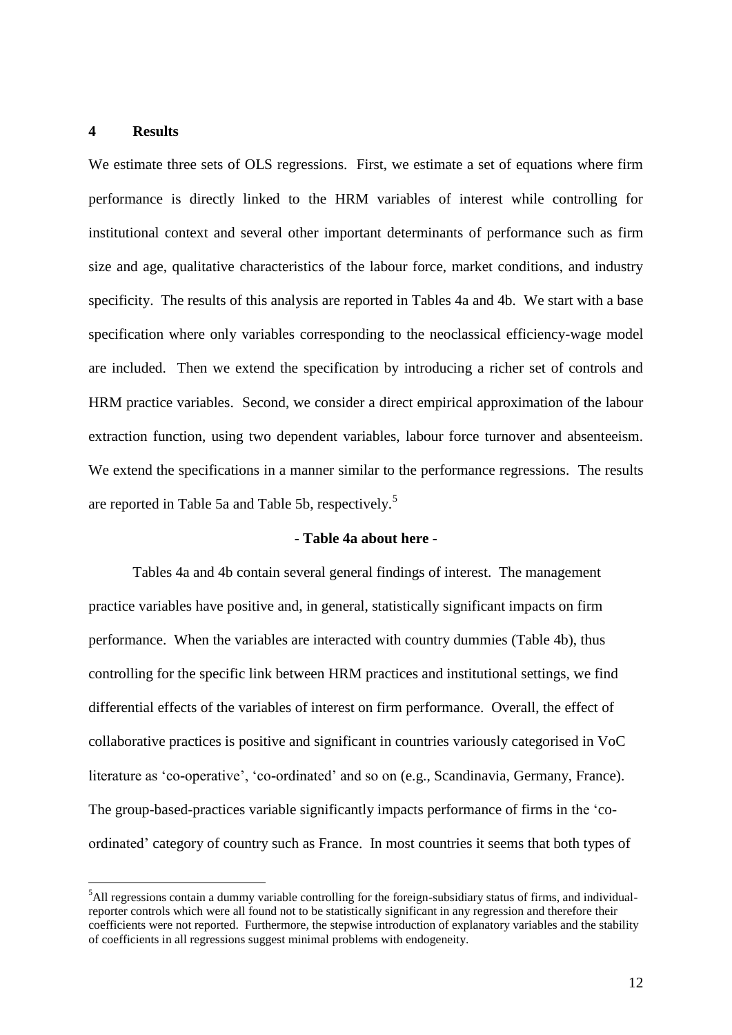## 4 Results

We estimate three sets of OLS regressions. First, we estimate a set of equations where firm performance is directly linked to the HRM variables of interest while controlling for institutional context and several other important determinants of performance such as firm size and age, qualitative characteristics of the labour force, market conditions, and industry specificity. The results of this analysis are reported in Tables 4a and 4b. We start with a base specification where only variables corresponding to the neoclassical efficiency-wage model are included. Then we extend the specification by introducing a richer set of controls and HRM practice variables. Second, we consider a direct empirical approximation of the labour extraction function, using two dependent variables, labour force turnover and absenteeism. We extend the specifications in a manner similar to the performance regressions. The results are reported in Table 5a and Table 5b, respectively.[5]

**- Table 4a about here -**

Tables 4a and 4b contain several general findings of interest. The management practice variables have positive and, in general, statistically significant impacts on firm performance. When the variables are interacted with country dummies (Table 4b), thus controlling for the specific link between HRM practices and institutional settings, we find differential effects of the variables of interest on firm performance. Overall, the effect of collaborative practices is positive and significant in countries variously categorised in VoC literature as 'co-operative', 'co-ordinated' and so on (e.g., Scandinavia, Germany, France). The group-based-practices variable significantly impacts performance of firms in the 'co-ordinated' category of country such as France. In most countries it seems that both types of

[5] All regressions contain a dummy variable controlling for the foreign-subsidiary status of firms, and individual-reporter controls which were all found not to be statistically significant in any regression and therefore their coefficients were not reported. Furthermore, the stepwise introduction of explanatory variables and the stability of coefficients in all regressions suggest minimal problems with endogeneity.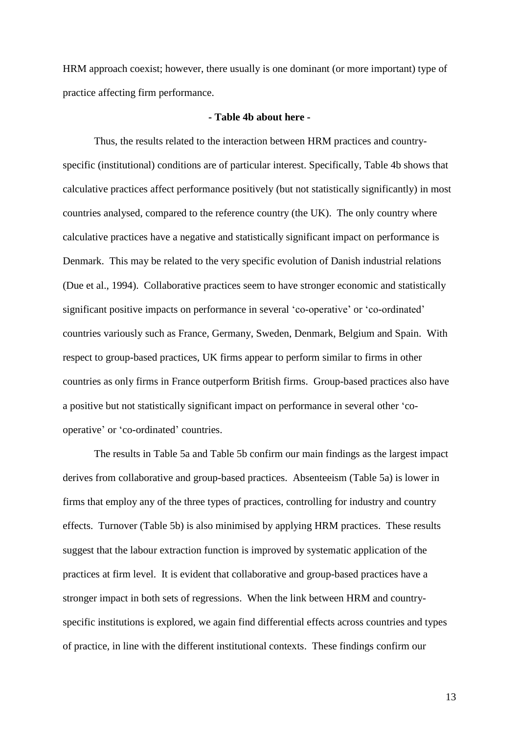HRM approach coexist; however, there usually is one dominant (or more important) type of practice affecting firm performance.

**- Table 4b about here -**

Thus, the results related to the interaction between HRM practices and country-specific (institutional) conditions are of particular interest. Specifically, Table 4b shows that calculative practices affect performance positively (but not statistically significantly) in most countries analysed, compared to the reference country (the UK). The only country where calculative practices have a negative and statistically significant impact on performance is Denmark. This may be related to the very specific evolution of Danish industrial relations (Due et al., 1994). Collaborative practices seem to have stronger economic and statistically significant positive impacts on performance in several 'co-operative' or 'co-ordinated' countries variously such as France, Germany, Sweden, Denmark, Belgium and Spain. With respect to group-based practices, UK firms appear to perform similar to firms in other countries as only firms in France outperform British firms. Group-based practices also have a positive but not statistically significant impact on performance in several other 'co-operative' or 'co-ordinated' countries.

The results in Table 5a and Table 5b confirm our main findings as the largest impact derives from collaborative and group-based practices. Absenteeism (Table 5a) is lower in firms that employ any of the three types of practices, controlling for industry and country effects. Turnover (Table 5b) is also minimised by applying HRM practices. These results suggest that the labour extraction function is improved by systematic application of the practices at firm level. It is evident that collaborative and group-based practices have a stronger impact in both sets of regressions. When the link between HRM and country-specific institutions is explored, we again find differential effects across countries and types of practice, in line with the different institutional contexts. These findings confirm our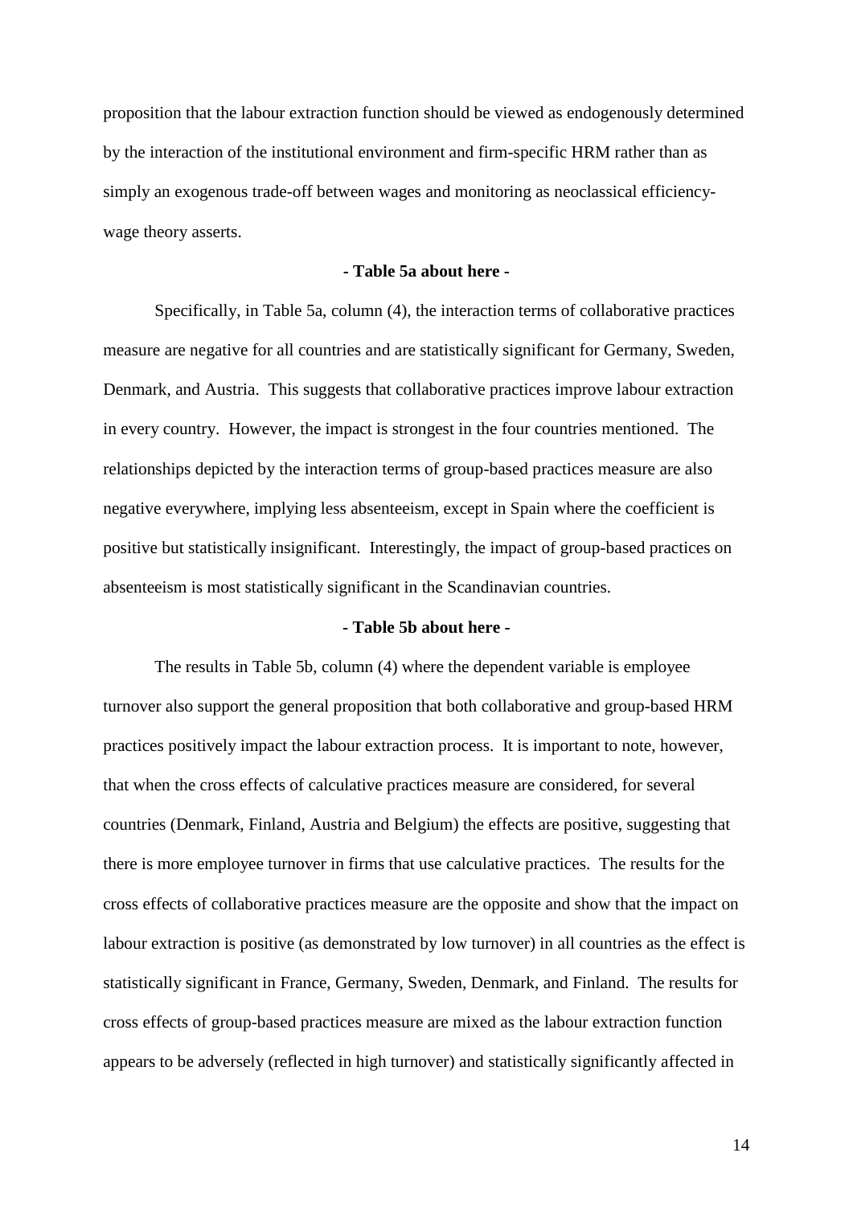proposition that the labour extraction function should be viewed as endogenously determined by the interaction of the institutional environment and firm-specific HRM rather than as simply an exogenous trade-off between wages and monitoring as neoclassical efficiency-wage theory asserts.

**- Table 5a about here -**

Specifically, in Table 5a, column (4), the interaction terms of collaborative practices measure are negative for all countries and are statistically significant for Germany, Sweden, Denmark, and Austria. This suggests that collaborative practices improve labour extraction in every country. However, the impact is strongest in the four countries mentioned. The relationships depicted by the interaction terms of group-based practices measure are also negative everywhere, implying less absenteeism, except in Spain where the coefficient is positive but statistically insignificant. Interestingly, the impact of group-based practices on absenteeism is most statistically significant in the Scandinavian countries.

**- Table 5b about here -**

The results in Table 5b, column (4) where the dependent variable is employee turnover also support the general proposition that both collaborative and group-based HRM practices positively impact the labour extraction process. It is important to note, however, that when the cross effects of calculative practices measure are considered, for several countries (Denmark, Finland, Austria and Belgium) the effects are positive, suggesting that there is more employee turnover in firms that use calculative practices. The results for the cross effects of collaborative practices measure are the opposite and show that the impact on labour extraction is positive (as demonstrated by low turnover) in all countries as the effect is statistically significant in France, Germany, Sweden, Denmark, and Finland. The results for cross effects of group-based practices measure are mixed as the labour extraction function appears to be adversely (reflected in high turnover) and statistically significantly affected in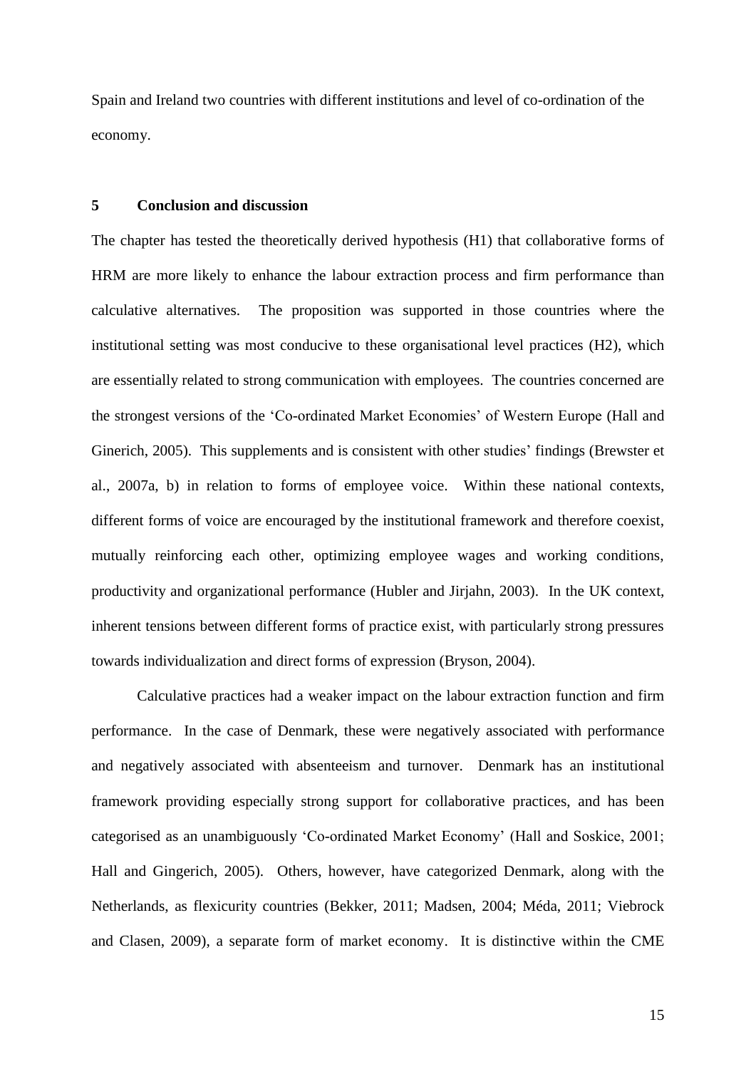Spain and Ireland two countries with different institutions and level of co-ordination of the economy.

## 5 Conclusion and discussion

The chapter has tested the theoretically derived hypothesis (H1) that collaborative forms of HRM are more likely to enhance the labour extraction process and firm performance than calculative alternatives. The proposition was supported in those countries where the institutional setting was most conducive to these organisational level practices (H2), which are essentially related to strong communication with employees. The countries concerned are the strongest versions of the 'Co-ordinated Market Economies' of Western Europe (Hall and Ginerich, 2005). This supplements and is consistent with other studies' findings (Brewster et al., 2007a, b) in relation to forms of employee voice. Within these national contexts, different forms of voice are encouraged by the institutional framework and therefore coexist, mutually reinforcing each other, optimizing employee wages and working conditions, productivity and organizational performance (Hubler and Jirjahn, 2003). In the UK context, inherent tensions between different forms of practice exist, with particularly strong pressures towards individualization and direct forms of expression (Bryson, 2004).

Calculative practices had a weaker impact on the labour extraction function and firm performance. In the case of Denmark, these were negatively associated with performance and negatively associated with absenteeism and turnover. Denmark has an institutional framework providing especially strong support for collaborative practices, and has been categorised as an unambiguously 'Co-ordinated Market Economy' (Hall and Soskice, 2001; Hall and Gingerich, 2005). Others, however, have categorized Denmark, along with the Netherlands, as flexicurity countries (Bekker, 2011; Madsen, 2004; Méda, 2011; Viebrock and Clasen, 2009), a separate form of market economy. It is distinctive within the CME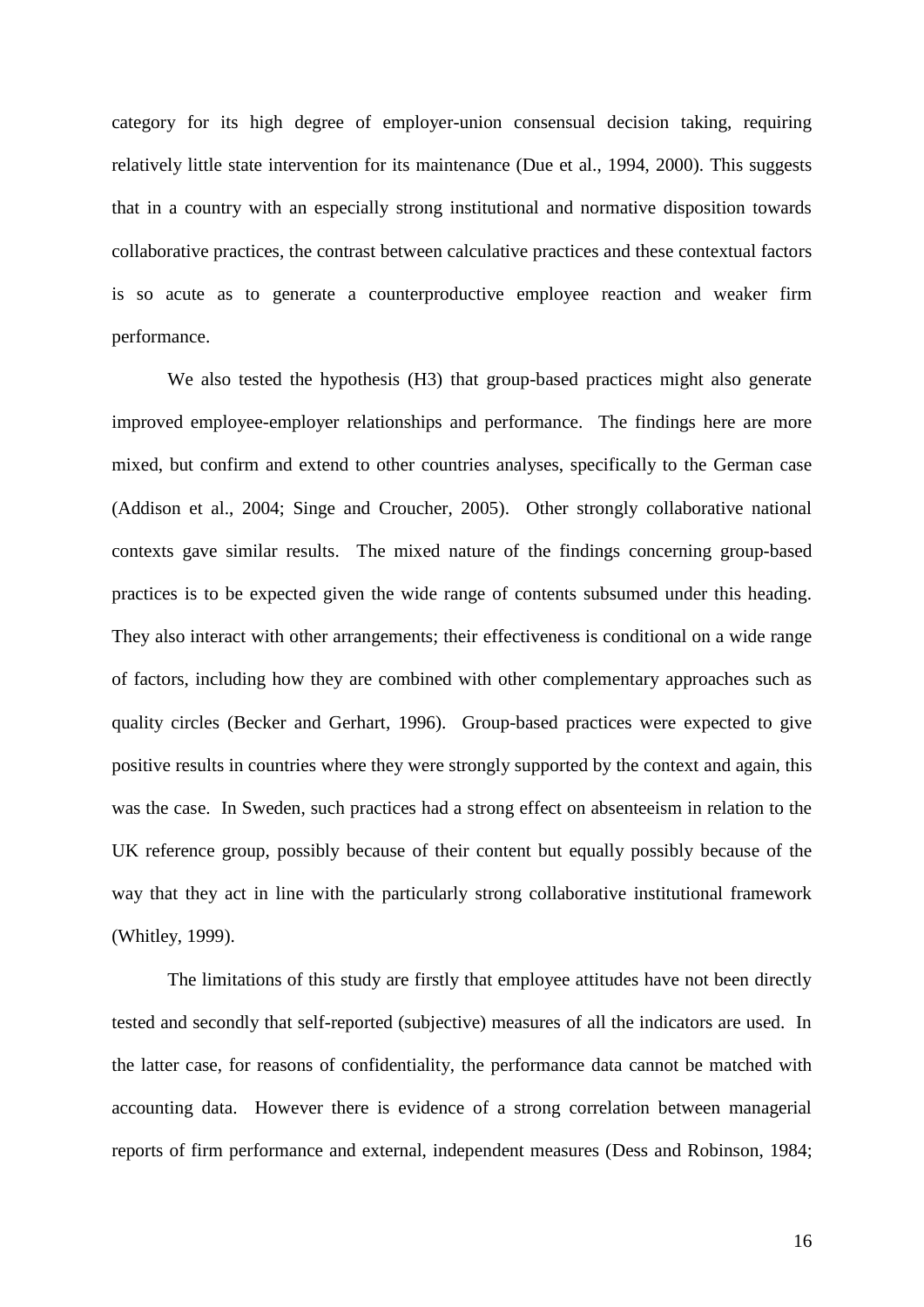category for its high degree of employer-union consensual decision taking, requiring relatively little state intervention for its maintenance (Due et al., 1994, 2000). This suggests that in a country with an especially strong institutional and normative disposition towards collaborative practices, the contrast between calculative practices and these contextual factors is so acute as to generate a counterproductive employee reaction and weaker firm performance.

We also tested the hypothesis (H3) that group-based practices might also generate improved employee-employer relationships and performance. The findings here are more mixed, but confirm and extend to other countries analyses, specifically to the German case (Addison et al., 2004; Singe and Croucher, 2005). Other strongly collaborative national contexts gave similar results. The mixed nature of the findings concerning group-based practices is to be expected given the wide range of contents subsumed under this heading. They also interact with other arrangements; their effectiveness is conditional on a wide range of factors, including how they are combined with other complementary approaches such as quality circles (Becker and Gerhart, 1996). Group-based practices were expected to give positive results in countries where they were strongly supported by the context and again, this was the case. In Sweden, such practices had a strong effect on absenteeism in relation to the UK reference group, possibly because of their content but equally possibly because of the way that they act in line with the particularly strong collaborative institutional framework (Whitley, 1999).

The limitations of this study are firstly that employee attitudes have not been directly tested and secondly that self-reported (subjective) measures of all the indicators are used. In the latter case, for reasons of confidentiality, the performance data cannot be matched with accounting data. However there is evidence of a strong correlation between managerial reports of firm performance and external, independent measures (Dess and Robinson, 1984;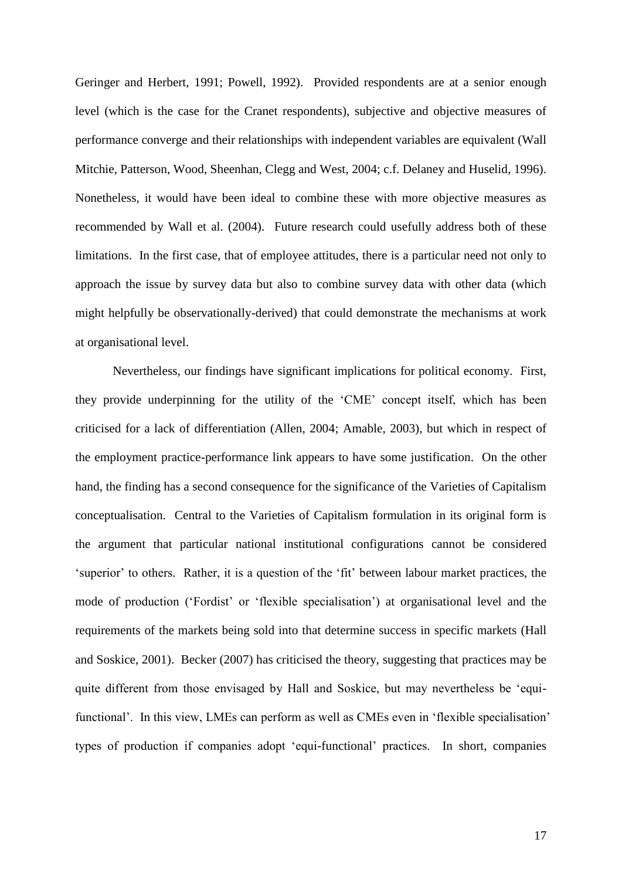Geringer and Herbert, 1991; Powell, 1992). Provided respondents are at a senior enough level (which is the case for the Cranet respondents), subjective and objective measures of performance converge and their relationships with independent variables are equivalent (Wall Mitchie, Patterson, Wood, Sheenhan, Clegg and West, 2004; c.f. Delaney and Huselid, 1996). Nonetheless, it would have been ideal to combine these with more objective measures as recommended by Wall et al. (2004). Future research could usefully address both of these limitations. In the first case, that of employee attitudes, there is a particular need not only to approach the issue by survey data but also to combine survey data with other data (which might helpfully be observationally-derived) that could demonstrate the mechanisms at work at organisational level.

Nevertheless, our findings have significant implications for political economy. First, they provide underpinning for the utility of the 'CME' concept itself, which has been criticised for a lack of differentiation (Allen, 2004; Amable, 2003), but which in respect of the employment practice-performance link appears to have some justification. On the other hand, the finding has a second consequence for the significance of the Varieties of Capitalism conceptualisation. Central to the Varieties of Capitalism formulation in its original form is the argument that particular national institutional configurations cannot be considered 'superior' to others. Rather, it is a question of the 'fit' between labour market practices, the mode of production ('Fordist' or 'flexible specialisation') at organisational level and the requirements of the markets being sold into that determine success in specific markets (Hall and Soskice, 2001). Becker (2007) has criticised the theory, suggesting that practices may be quite different from those envisaged by Hall and Soskice, but may nevertheless be 'equi-functional'. In this view, LMEs can perform as well as CMEs even in 'flexible specialisation' types of production if companies adopt 'equi-functional' practices. In short, companies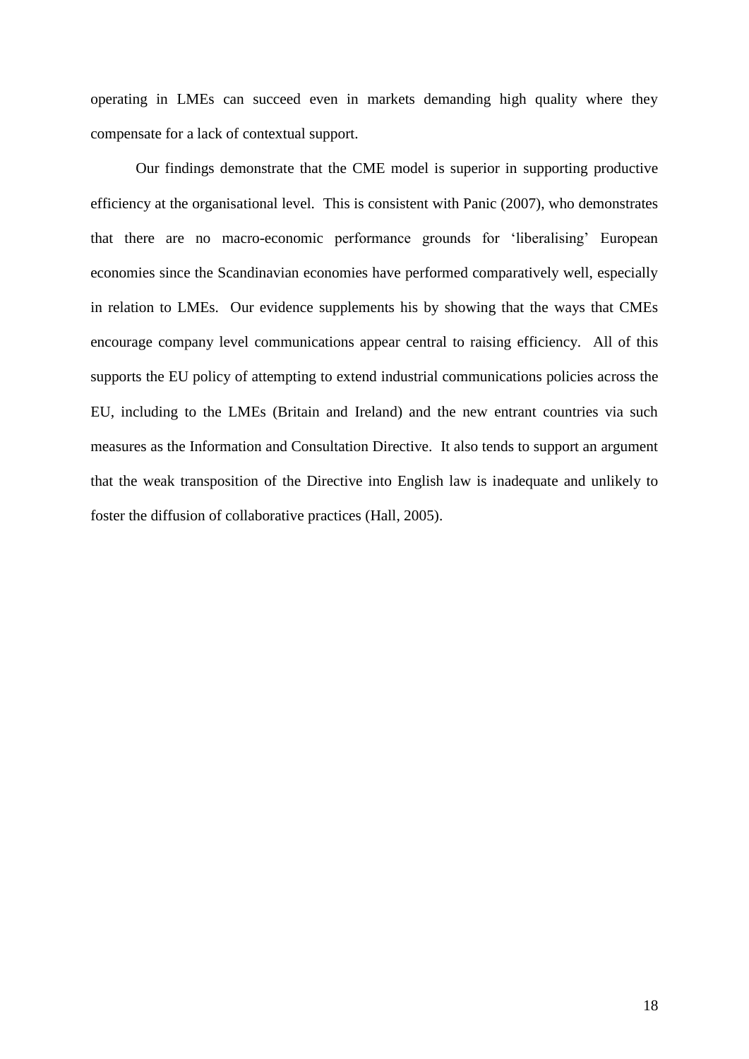operating in LMEs can succeed even in markets demanding high quality where they compensate for a lack of contextual support.

Our findings demonstrate that the CME model is superior in supporting productive efficiency at the organisational level. This is consistent with Panic (2007), who demonstrates that there are no macro-economic performance grounds for 'liberalising' European economies since the Scandinavian economies have performed comparatively well, especially in relation to LMEs. Our evidence supplements his by showing that the ways that CMEs encourage company level communications appear central to raising efficiency. All of this supports the EU policy of attempting to extend industrial communications policies across the EU, including to the LMEs (Britain and Ireland) and the new entrant countries via such measures as the Information and Consultation Directive. It also tends to support an argument that the weak transposition of the Directive into English law is inadequate and unlikely to foster the diffusion of collaborative practices (Hall, 2005).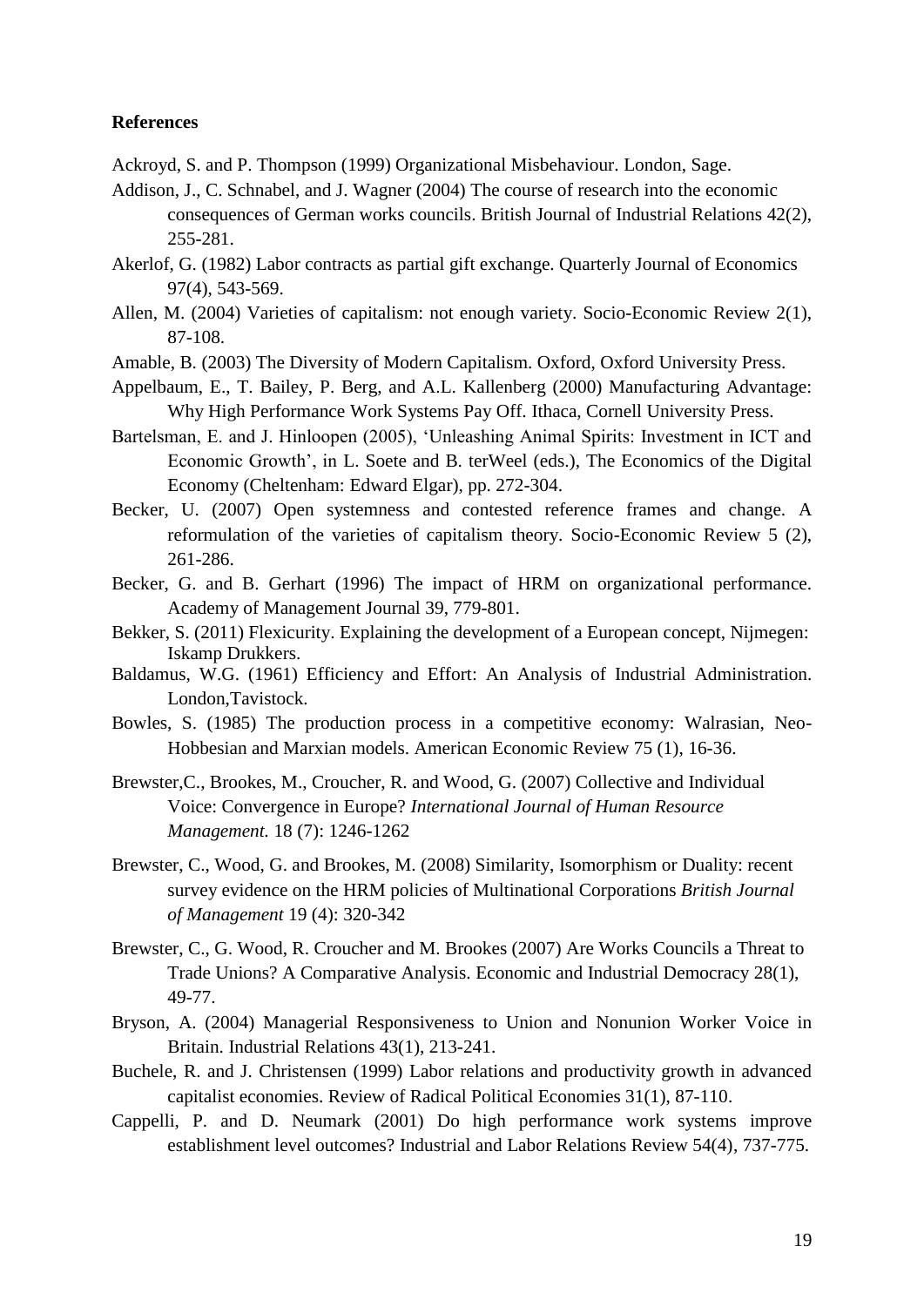**References**

Ackroyd, S. and P. Thompson (1999) Organizational Misbehaviour. London, Sage.

Addison, J., C. Schnabel, and J. Wagner (2004) The course of research into the economic consequences of German works councils. British Journal of Industrial Relations 42(2), 255-281.

Akerlof, G. (1982) Labor contracts as partial gift exchange. Quarterly Journal of Economics 97(4), 543-569.

Allen, M. (2004) Varieties of capitalism: not enough variety. Socio-Economic Review 2(1), 87-108.

Amable, B. (2003) The Diversity of Modern Capitalism. Oxford, Oxford University Press.

Appelbaum, E., T. Bailey, P. Berg, and A.L. Kallenberg (2000) Manufacturing Advantage: Why High Performance Work Systems Pay Off. Ithaca, Cornell University Press.

Bartelsman, E. and J. Hinloopen (2005), 'Unleashing Animal Spirits: Investment in ICT and Economic Growth', in L. Soete and B. terWeel (eds.), The Economics of the Digital Economy (Cheltenham: Edward Elgar), pp. 272-304.

Becker, U. (2007) Open systemness and contested reference frames and change. A reformulation of the varieties of capitalism theory. Socio-Economic Review 5 (2), 261-286.

Becker, G. and B. Gerhart (1996) The impact of HRM on organizational performance. Academy of Management Journal 39, 779-801.

Bekker, S. (2011) Flexicurity. Explaining the development of a European concept, Nijmegen: Iskamp Drukkers.

Baldamus, W.G. (1961) Efficiency and Effort: An Analysis of Industrial Administration. London,Tavistock.

Bowles, S. (1985) The production process in a competitive economy: Walrasian, Neo-Hobbesian and Marxian models. American Economic Review 75 (1), 16-36.

Brewster,C., Brookes, M., Croucher, R. and Wood, G. (2007) Collective and Individual Voice: Convergence in Europe? *International Journal of Human Resource Management.* 18 (7): 1246-1262

Brewster, C., Wood, G. and Brookes, M. (2008) Similarity, Isomorphism or Duality: recent survey evidence on the HRM policies of Multinational Corporations *British Journal of Management* 19 (4): 320-342

Brewster, C., G. Wood, R. Croucher and M. Brookes (2007) Are Works Councils a Threat to Trade Unions? A Comparative Analysis. Economic and Industrial Democracy 28(1), 49-77.

Bryson, A. (2004) Managerial Responsiveness to Union and Nonunion Worker Voice in Britain. Industrial Relations 43(1), 213-241.

Buchele, R. and J. Christensen (1999) Labor relations and productivity growth in advanced capitalist economies. Review of Radical Political Economies 31(1), 87-110.

Cappelli, P. and D. Neumark (2001) Do high performance work systems improve establishment level outcomes? Industrial and Labor Relations Review 54(4), 737-775.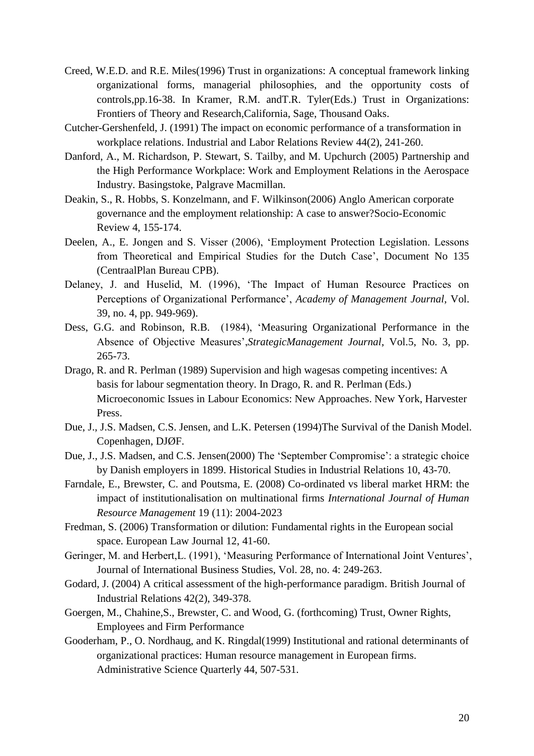Creed, W.E.D. and R.E. Miles(1996) Trust in organizations: A conceptual framework linking organizational forms, managerial philosophies, and the opportunity costs of controls,pp.16-38. In Kramer, R.M. andT.R. Tyler(Eds.) Trust in Organizations: Frontiers of Theory and Research,California, Sage, Thousand Oaks.

Cutcher-Gershenfeld, J. (1991) The impact on economic performance of a transformation in workplace relations. Industrial and Labor Relations Review 44(2), 241-260.

Danford, A., M. Richardson, P. Stewart, S. Tailby, and M. Upchurch (2005) Partnership and the High Performance Workplace: Work and Employment Relations in the Aerospace Industry. Basingstoke, Palgrave Macmillan.

Deakin, S., R. Hobbs, S. Konzelmann, and F. Wilkinson(2006) Anglo American corporate governance and the employment relationship: A case to answer?Socio-Economic Review 4, 155-174.

Deelen, A., E. Jongen and S. Visser (2006), 'Employment Protection Legislation. Lessons from Theoretical and Empirical Studies for the Dutch Case', Document No 135 (CentraalPlan Bureau CPB).

Delaney, J. and Huselid, M. (1996), 'The Impact of Human Resource Practices on Perceptions of Organizational Performance', *Academy of Management Journal*, Vol. 39, no. 4, pp. 949-969).

Dess, G.G. and Robinson, R.B. (1984), 'Measuring Organizational Performance in the Absence of Objective Measures',*StrategicManagement Journal*, Vol.5, No. 3, pp. 265-73.

Drago, R. and R. Perlman (1989) Supervision and high wagesas competing incentives: A basis for labour segmentation theory. In Drago, R. and R. Perlman (Eds.) Microeconomic Issues in Labour Economics: New Approaches. New York, Harvester Press.

Due, J., J.S. Madsen, C.S. Jensen, and L.K. Petersen (1994)The Survival of the Danish Model. Copenhagen, DJØF.

Due, J., J.S. Madsen, and C.S. Jensen(2000) The 'September Compromise': a strategic choice by Danish employers in 1899. Historical Studies in Industrial Relations 10, 43-70.

Farndale, E., Brewster, C. and Poutsma, E. (2008) Co-ordinated vs liberal market HRM: the impact of institutionalisation on multinational firms *International Journal of Human Resource Management* 19 (11): 2004-2023

Fredman, S. (2006) Transformation or dilution: Fundamental rights in the European social space. European Law Journal 12, 41-60.

Geringer, M. and Herbert,L. (1991), 'Measuring Performance of International Joint Ventures', Journal of International Business Studies, Vol. 28, no. 4: 249-263.

Godard, J. (2004) A critical assessment of the high-performance paradigm. British Journal of Industrial Relations 42(2), 349-378.

Goergen, M., Chahine,S., Brewster, C. and Wood, G. (forthcoming) Trust, Owner Rights, Employees and Firm Performance

Gooderham, P., O. Nordhaug, and K. Ringdal(1999) Institutional and rational determinants of organizational practices: Human resource management in European firms. Administrative Science Quarterly 44, 507-531.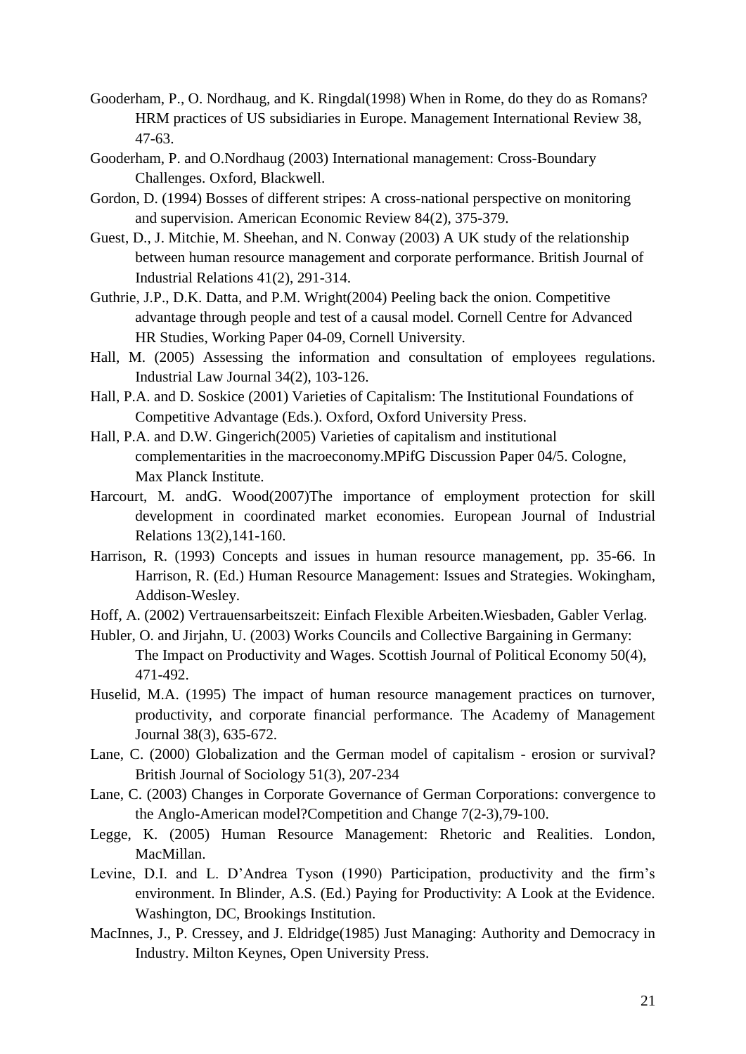Gooderham, P., O. Nordhaug, and K. Ringdal(1998) When in Rome, do they do as Romans? HRM practices of US subsidiaries in Europe. Management International Review 38, 47-63.

Gooderham, P. and O.Nordhaug (2003) International management: Cross-Boundary Challenges. Oxford, Blackwell.

Gordon, D. (1994) Bosses of different stripes: A cross-national perspective on monitoring and supervision. American Economic Review 84(2), 375-379.

Guest, D., J. Mitchie, M. Sheehan, and N. Conway (2003) A UK study of the relationship between human resource management and corporate performance. British Journal of Industrial Relations 41(2), 291-314.

Guthrie, J.P., D.K. Datta, and P.M. Wright(2004) Peeling back the onion. Competitive advantage through people and test of a causal model. Cornell Centre for Advanced HR Studies, Working Paper 04-09, Cornell University.

Hall, M. (2005) Assessing the information and consultation of employees regulations. Industrial Law Journal 34(2), 103-126.

Hall, P.A. and D. Soskice (2001) Varieties of Capitalism: The Institutional Foundations of Competitive Advantage (Eds.). Oxford, Oxford University Press.

Hall, P.A. and D.W. Gingerich(2005) Varieties of capitalism and institutional complementarities in the macroeconomy.MPifG Discussion Paper 04/5. Cologne, Max Planck Institute.

Harcourt, M. andG. Wood(2007)The importance of employment protection for skill development in coordinated market economies. European Journal of Industrial Relations 13(2),141-160.

Harrison, R. (1993) Concepts and issues in human resource management, pp. 35-66. In Harrison, R. (Ed.) Human Resource Management: Issues and Strategies. Wokingham, Addison-Wesley.

Hoff, A. (2002) Vertrauensarbeitszeit: Einfach Flexible Arbeiten.Wiesbaden, Gabler Verlag.

Hubler, O. and Jirjahn, U. (2003) Works Councils and Collective Bargaining in Germany: The Impact on Productivity and Wages. Scottish Journal of Political Economy 50(4), 471-492.

Huselid, M.A. (1995) The impact of human resource management practices on turnover, productivity, and corporate financial performance. The Academy of Management Journal 38(3), 635-672.

Lane, C. (2000) Globalization and the German model of capitalism - erosion or survival? British Journal of Sociology 51(3), 207-234

Lane, C. (2003) Changes in Corporate Governance of German Corporations: convergence to the Anglo-American model?Competition and Change 7(2-3),79-100.

Legge, K. (2005) Human Resource Management: Rhetoric and Realities. London, MacMillan.

Levine, D.I. and L. D'Andrea Tyson (1990) Participation, productivity and the firm's environment. In Blinder, A.S. (Ed.) Paying for Productivity: A Look at the Evidence. Washington, DC, Brookings Institution.

MacInnes, J., P. Cressey, and J. Eldridge(1985) Just Managing: Authority and Democracy in Industry. Milton Keynes, Open University Press.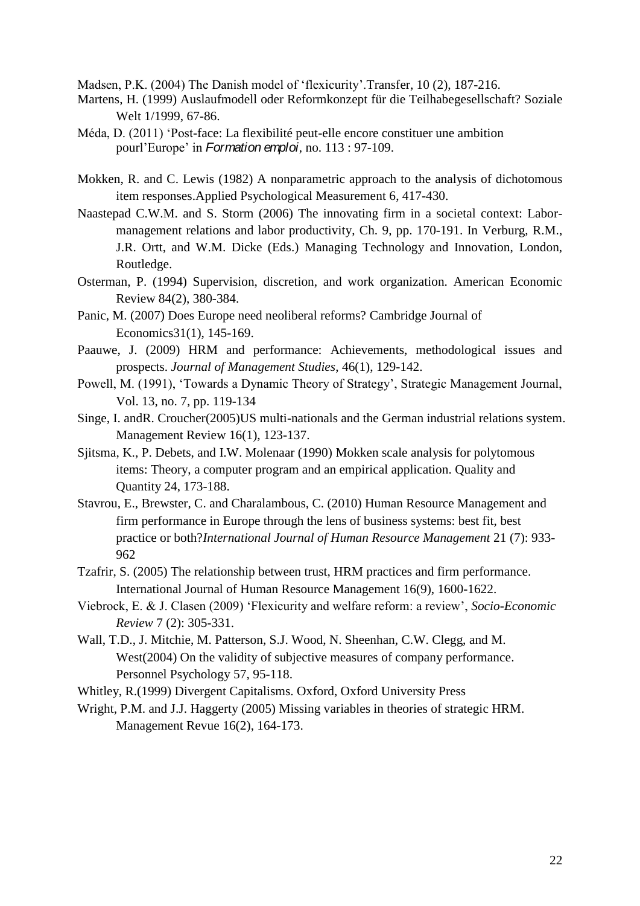Madsen, P.K. (2004) The Danish model of 'flexicurity'.Transfer, 10 (2), 187-216.

Martens, H. (1999) Auslaufmodell oder Reformkonzept für die Teilhabegesellschaft? Soziale Welt 1/1999, 67-86.

Méda, D. (2011) 'Post-face: La flexibilité peut-elle encore constituer une ambition pourl'Europe' in *Formation emploi*, no. 113 : 97-109.

Mokken, R. and C. Lewis (1982) A nonparametric approach to the analysis of dichotomous item responses.Applied Psychological Measurement 6, 417-430.

Naastepad C.W.M. and S. Storm (2006) The innovating firm in a societal context: Labor-management relations and labor productivity, Ch. 9, pp. 170-191. In Verburg, R.M., J.R. Ortt, and W.M. Dicke (Eds.) Managing Technology and Innovation, London, Routledge.

Osterman, P. (1994) Supervision, discretion, and work organization. American Economic Review 84(2), 380-384.

Panic, M. (2007) Does Europe need neoliberal reforms? Cambridge Journal of Economics31(1), 145-169.

Paauwe, J. (2009) HRM and performance: Achievements, methodological issues and prospects. *Journal of Management Studies*, 46(1), 129-142.

Powell, M. (1991), 'Towards a Dynamic Theory of Strategy', Strategic Management Journal, Vol. 13, no. 7, pp. 119-134

Singe, I. andR. Croucher(2005)US multi-nationals and the German industrial relations system. Management Review 16(1), 123-137.

Sjitsma, K., P. Debets, and I.W. Molenaar (1990) Mokken scale analysis for polytomous items: Theory, a computer program and an empirical application. Quality and Quantity 24, 173-188.

Stavrou, E., Brewster, C. and Charalambous, C. (2010) Human Resource Management and firm performance in Europe through the lens of business systems: best fit, best practice or both?*International Journal of Human Resource Management* 21 (7): 933-962

Tzafrir, S. (2005) The relationship between trust, HRM practices and firm performance. International Journal of Human Resource Management 16(9), 1600-1622.

Viebrock, E. & J. Clasen (2009) 'Flexicurity and welfare reform: a review', *Socio-Economic Review* 7 (2): 305-331.

Wall, T.D., J. Mitchie, M. Patterson, S.J. Wood, N. Sheenhan, C.W. Clegg, and M. West(2004) On the validity of subjective measures of company performance. Personnel Psychology 57, 95-118.

Whitley, R.(1999) Divergent Capitalisms. Oxford, Oxford University Press

Wright, P.M. and J.J. Haggerty (2005) Missing variables in theories of strategic HRM. Management Revue 16(2), 164-173.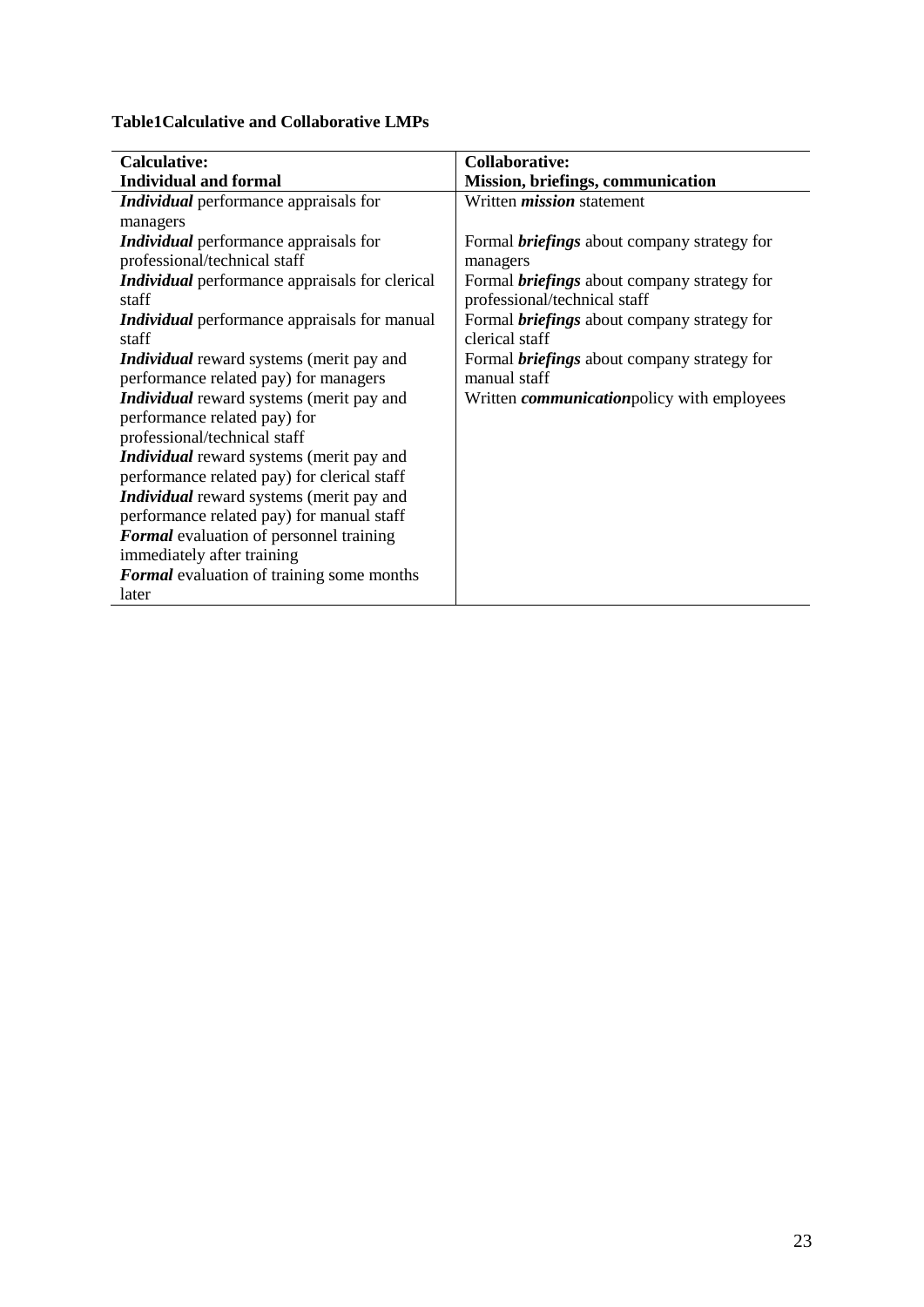**Table1Calculative and Collaborative LMPs**

| **Calculative:**<br>**Individual and formal** | **Collaborative:**<br>**Mission, briefings, communication** |
|---|---|
| ***Individual*** performance appraisals for managers | Written ***mission*** statement |
| ***Individual*** performance appraisals for professional/technical staff | Formal ***briefings*** about company strategy for managers |
| ***Individual*** performance appraisals for clerical staff | Formal ***briefings*** about company strategy for professional/technical staff |
| ***Individual*** performance appraisals for manual staff | Formal ***briefings*** about company strategy for clerical staff |
| ***Individual*** reward systems (merit pay and performance related pay) for managers | Formal ***briefings*** about company strategy for manual staff |
| ***Individual*** reward systems (merit pay and performance related pay) for professional/technical staff | Written ***communication***policy with employees |
| ***Individual*** reward systems (merit pay and performance related pay) for clerical staff | |
| ***Individual*** reward systems (merit pay and performance related pay) for manual staff | |
| ***Formal*** evaluation of personnel training immediately after training | |
| ***Formal*** evaluation of training some months later | |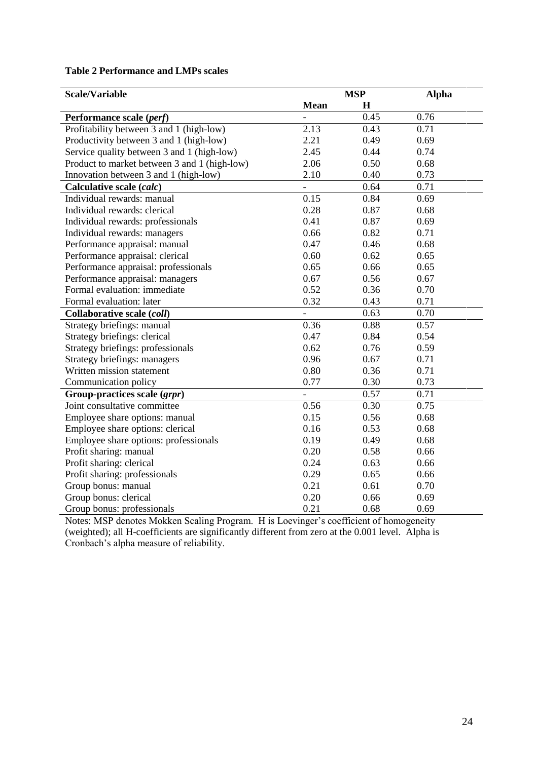**Table 2 Performance and LMPs scales**

| Scale/Variable | MSP | | Alpha |
|---|---|---|---|
| | Mean | H | |
| **Performance scale (*perf*)** | - | 0.45 | 0.76 |
| Profitability between 3 and 1 (high-low) | 2.13 | 0.43 | 0.71 |
| Productivity between 3 and 1 (high-low) | 2.21 | 0.49 | 0.69 |
| Service quality between 3 and 1 (high-low) | 2.45 | 0.44 | 0.74 |
| Product to market between 3 and 1 (high-low) | 2.06 | 0.50 | 0.68 |
| Innovation between 3 and 1 (high-low) | 2.10 | 0.40 | 0.73 |
| **Calculative scale (*calc*)** | - | 0.64 | 0.71 |
| Individual rewards: manual | 0.15 | 0.84 | 0.69 |
| Individual rewards: clerical | 0.28 | 0.87 | 0.68 |
| Individual rewards: professionals | 0.41 | 0.87 | 0.69 |
| Individual rewards: managers | 0.66 | 0.82 | 0.71 |
| Performance appraisal: manual | 0.47 | 0.46 | 0.68 |
| Performance appraisal: clerical | 0.60 | 0.62 | 0.65 |
| Performance appraisal: professionals | 0.65 | 0.66 | 0.65 |
| Performance appraisal: managers | 0.67 | 0.56 | 0.67 |
| Formal evaluation: immediate | 0.52 | 0.36 | 0.70 |
| Formal evaluation: later | 0.32 | 0.43 | 0.71 |
| **Collaborative scale (*coll*)** | - | 0.63 | 0.70 |
| Strategy briefings: manual | 0.36 | 0.88 | 0.57 |
| Strategy briefings: clerical | 0.47 | 0.84 | 0.54 |
| Strategy briefings: professionals | 0.62 | 0.76 | 0.59 |
| Strategy briefings: managers | 0.96 | 0.67 | 0.71 |
| Written mission statement | 0.80 | 0.36 | 0.71 |
| Communication policy | 0.77 | 0.30 | 0.73 |
| **Group-practices scale (*grpr*)** | - | 0.57 | 0.71 |
| Joint consultative committee | 0.56 | 0.30 | 0.75 |
| Employee share options: manual | 0.15 | 0.56 | 0.68 |
| Employee share options: clerical | 0.16 | 0.53 | 0.68 |
| Employee share options: professionals | 0.19 | 0.49 | 0.68 |
| Profit sharing: manual | 0.20 | 0.58 | 0.66 |
| Profit sharing: clerical | 0.24 | 0.63 | 0.66 |
| Profit sharing: professionals | 0.29 | 0.65 | 0.66 |
| Group bonus: manual | 0.21 | 0.61 | 0.70 |
| Group bonus: clerical | 0.20 | 0.66 | 0.69 |
| Group bonus: professionals | 0.21 | 0.68 | 0.69 |

Notes: MSP denotes Mokken Scaling Program. H is Loevinger's coefficient of homogeneity (weighted); all H-coefficients are significantly different from zero at the 0.001 level. Alpha is Cronbach's alpha measure of reliability.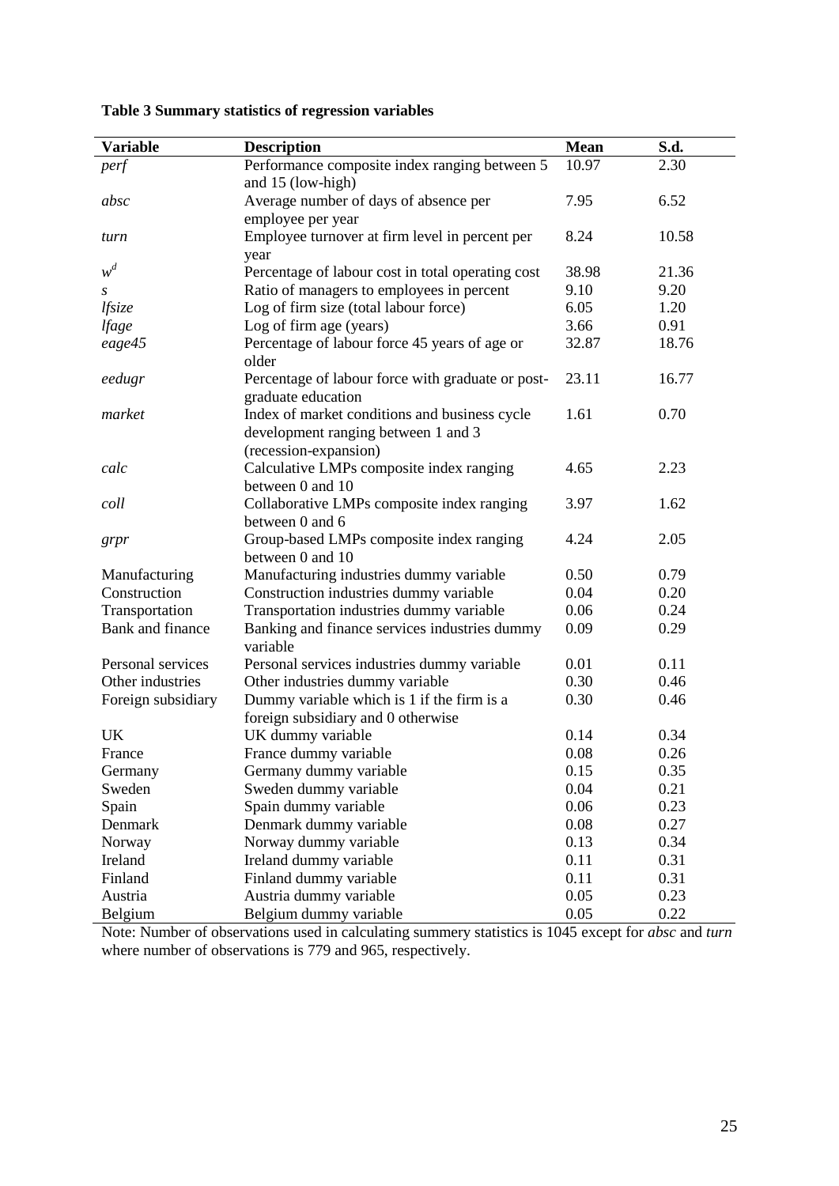**Table 3 Summary statistics of regression variables**

| Variable | Description | Mean | S.d. |
|---|---|---|---|
| *perf* | Performance composite index ranging between 5 and 15 (low-high) | 10.97 | 2.30 |
| *absc* | Average number of days of absence per employee per year | 7.95 | 6.52 |
| *turn* | Employee turnover at firm level in percent per year | 8.24 | 10.58 |
| $w^d$ | Percentage of labour cost in total operating cost | 38.98 | 21.36 |
| $s$ | Ratio of managers to employees in percent | 9.10 | 9.20 |
| *lfsize* | Log of firm size (total labour force) | 6.05 | 1.20 |
| *lfage* | Log of firm age (years) | 3.66 | 0.91 |
| *eage45* | Percentage of labour force 45 years of age or older | 32.87 | 18.76 |
| *eedugr* | Percentage of labour force with graduate or post-graduate education | 23.11 | 16.77 |
| *market* | Index of market conditions and business cycle development ranging between 1 and 3 (recession-expansion) | 1.61 | 0.70 |
| *calc* | Calculative LMPs composite index ranging between 0 and 10 | 4.65 | 2.23 |
| *coll* | Collaborative LMPs composite index ranging between 0 and 6 | 3.97 | 1.62 |
| *grpr* | Group-based LMPs composite index ranging between 0 and 10 | 4.24 | 2.05 |
| Manufacturing | Manufacturing industries dummy variable | 0.50 | 0.79 |
| Construction | Construction industries dummy variable | 0.04 | 0.20 |
| Transportation | Transportation industries dummy variable | 0.06 | 0.24 |
| Bank and finance | Banking and finance services industries dummy variable | 0.09 | 0.29 |
| Personal services | Personal services industries dummy variable | 0.01 | 0.11 |
| Other industries | Other industries dummy variable | 0.30 | 0.46 |
| Foreign subsidiary | Dummy variable which is 1 if the firm is a foreign subsidiary and 0 otherwise | 0.30 | 0.46 |
| UK | UK dummy variable | 0.14 | 0.34 |
| France | France dummy variable | 0.08 | 0.26 |
| Germany | Germany dummy variable | 0.15 | 0.35 |
| Sweden | Sweden dummy variable | 0.04 | 0.21 |
| Spain | Spain dummy variable | 0.06 | 0.23 |
| Denmark | Denmark dummy variable | 0.08 | 0.27 |
| Norway | Norway dummy variable | 0.13 | 0.34 |
| Ireland | Ireland dummy variable | 0.11 | 0.31 |
| Finland | Finland dummy variable | 0.11 | 0.31 |
| Austria | Austria dummy variable | 0.05 | 0.23 |
| Belgium | Belgium dummy variable | 0.05 | 0.22 |

Note: Number of observations used in calculating summery statistics is 1045 except for *absc* and *turn* where number of observations is 779 and 965, respectively.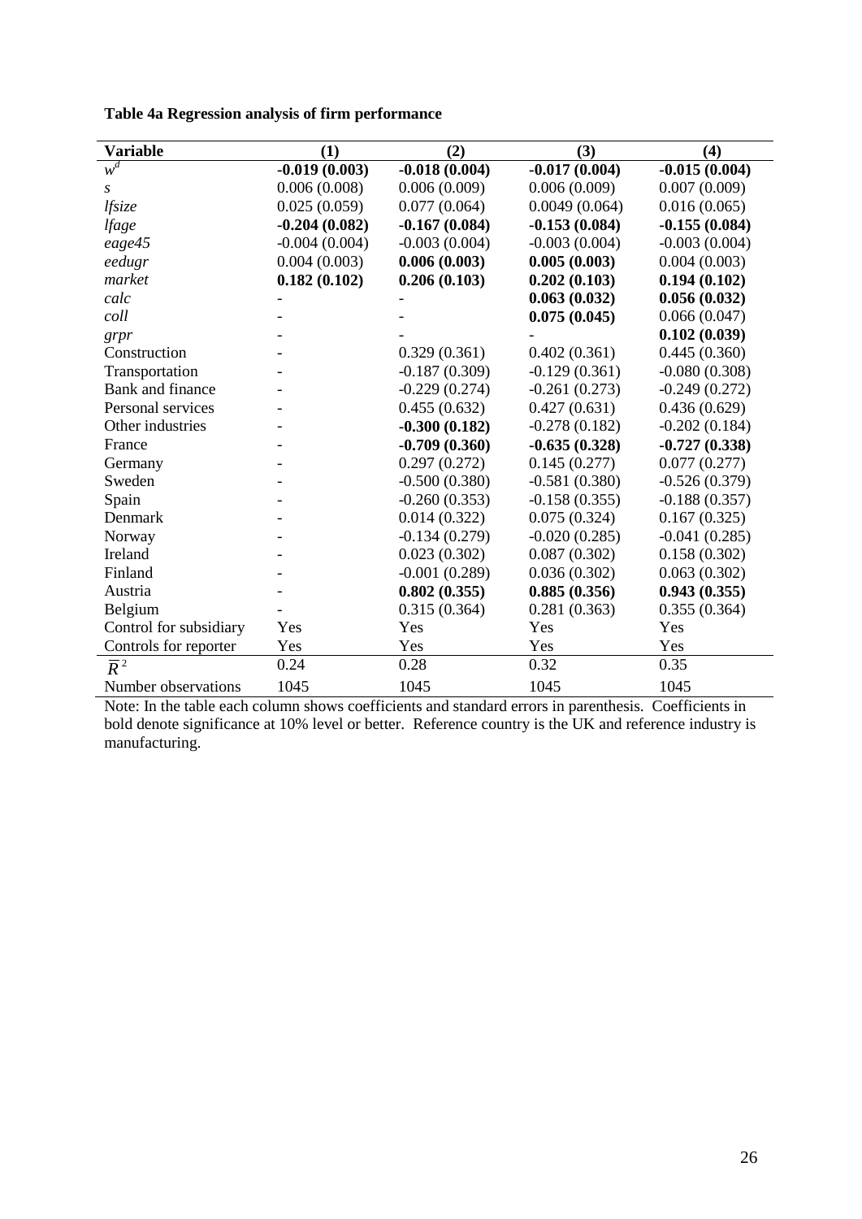**Table 4a Regression analysis of firm performance**

| Variable | (1) | (2) | (3) | (4) |
|---|---|---|---|---|
| $w^d$ | **-0.019 (0.003)** | **-0.018 (0.004)** | **-0.017 (0.004)** | **-0.015 (0.004)** |
| *s* | 0.006 (0.008) | 0.006 (0.009) | 0.006 (0.009) | 0.007 (0.009) |
| *lfsize* | 0.025 (0.059) | 0.077 (0.064) | 0.0049 (0.064) | 0.016 (0.065) |
| *lfage* | **-0.204 (0.082)** | **-0.167 (0.084)** | **-0.153 (0.084)** | **-0.155 (0.084)** |
| *eage45* | -0.004 (0.004) | -0.003 (0.004) | -0.003 (0.004) | -0.003 (0.004) |
| *eedugr* | 0.004 (0.003) | **0.006 (0.003)** | **0.005 (0.003)** | 0.004 (0.003) |
| *market* | **0.182 (0.102)** | **0.206 (0.103)** | **0.202 (0.103)** | **0.194 (0.102)** |
| *calc* | - | - | **0.063 (0.032)** | **0.056 (0.032)** |
| *coll* | - | - | **0.075 (0.045)** | 0.066 (0.047) |
| *grpr* | - | - | - | **0.102 (0.039)** |
| Construction | - | 0.329 (0.361) | 0.402 (0.361) | 0.445 (0.360) |
| Transportation | - | -0.187 (0.309) | -0.129 (0.361) | -0.080 (0.308) |
| Bank and finance | - | -0.229 (0.274) | -0.261 (0.273) | -0.249 (0.272) |
| Personal services | - | 0.455 (0.632) | 0.427 (0.631) | 0.436 (0.629) |
| Other industries | - | **-0.300 (0.182)** | -0.278 (0.182) | -0.202 (0.184) |
| France | - | **-0.709 (0.360)** | **-0.635 (0.328)** | **-0.727 (0.338)** |
| Germany | - | 0.297 (0.272) | 0.145 (0.277) | 0.077 (0.277) |
| Sweden | - | -0.500 (0.380) | -0.581 (0.380) | -0.526 (0.379) |
| Spain | - | -0.260 (0.353) | -0.158 (0.355) | -0.188 (0.357) |
| Denmark | - | 0.014 (0.322) | 0.075 (0.324) | 0.167 (0.325) |
| Norway | - | -0.134 (0.279) | -0.020 (0.285) | -0.041 (0.285) |
| Ireland | - | 0.023 (0.302) | 0.087 (0.302) | 0.158 (0.302) |
| Finland | - | -0.001 (0.289) | 0.036 (0.302) | 0.063 (0.302) |
| Austria | - | **0.802 (0.355)** | **0.885 (0.356)** | **0.943 (0.355)** |
| Belgium | - | 0.315 (0.364) | 0.281 (0.363) | 0.355 (0.364) |
| Control for subsidiary | Yes | Yes | Yes | Yes |
| Controls for reporter | Yes | Yes | Yes | Yes |
| $\overline{R}^2$ | 0.24 | 0.28 | 0.32 | 0.35 |
| Number observations | 1045 | 1045 | 1045 | 1045 |

Note: In the table each column shows coefficients and standard errors in parenthesis. Coefficients in bold denote significance at 10% level or better. Reference country is the UK and reference industry is manufacturing.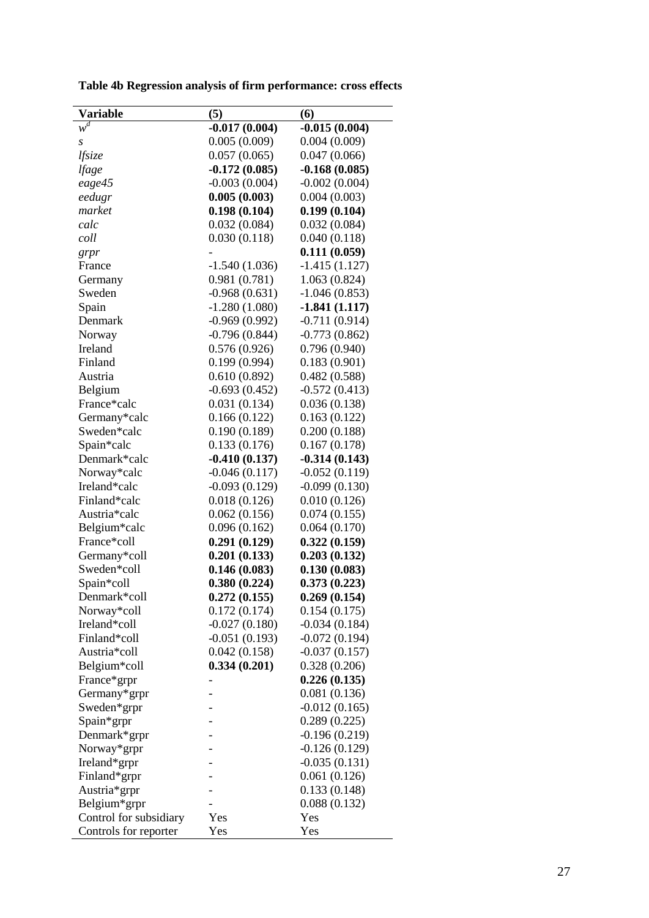**Table 4b Regression analysis of firm performance: cross effects**

| Variable | (5) | (6) |
|---|---|---|
| $w^d$ | **-0.017 (0.004)** | **-0.015 (0.004)** |
| *s* | 0.005 (0.009) | 0.004 (0.009) |
| *lfsize* | 0.057 (0.065) | 0.047 (0.066) |
| *lfage* | **-0.172 (0.085)** | **-0.168 (0.085)** |
| *eage45* | -0.003 (0.004) | -0.002 (0.004) |
| *eedugr* | **0.005 (0.003)** | 0.004 (0.003) |
| *market* | **0.198 (0.104)** | **0.199 (0.104)** |
| *calc* | 0.032 (0.084) | 0.032 (0.084) |
| *coll* | 0.030 (0.118) | 0.040 (0.118) |
| *grpr* | - | **0.111 (0.059)** |
| France | -1.540 (1.036) | -1.415 (1.127) |
| Germany | 0.981 (0.781) | 1.063 (0.824) |
| Sweden | -0.968 (0.631) | -1.046 (0.853) |
| Spain | -1.280 (1.080) | **-1.841 (1.117)** |
| Denmark | -0.969 (0.992) | -0.711 (0.914) |
| Norway | -0.796 (0.844) | -0.773 (0.862) |
| Ireland | 0.576 (0.926) | 0.796 (0.940) |
| Finland | 0.199 (0.994) | 0.183 (0.901) |
| Austria | 0.610 (0.892) | 0.482 (0.588) |
| Belgium | -0.693 (0.452) | -0.572 (0.413) |
| France*calc | 0.031 (0.134) | 0.036 (0.138) |
| Germany*calc | 0.166 (0.122) | 0.163 (0.122) |
| Sweden*calc | 0.190 (0.189) | 0.200 (0.188) |
| Spain*calc | 0.133 (0.176) | 0.167 (0.178) |
| Denmark*calc | **-0.410 (0.137)** | **-0.314 (0.143)** |
| Norway*calc | -0.046 (0.117) | -0.052 (0.119) |
| Ireland*calc | -0.093 (0.129) | -0.099 (0.130) |
| Finland*calc | 0.018 (0.126) | 0.010 (0.126) |
| Austria*calc | 0.062 (0.156) | 0.074 (0.155) |
| Belgium*calc | 0.096 (0.162) | 0.064 (0.170) |
| France*coll | **0.291 (0.129)** | **0.322 (0.159)** |
| Germany*coll | **0.201 (0.133)** | **0.203 (0.132)** |
| Sweden*coll | **0.146 (0.083)** | **0.130 (0.083)** |
| Spain*coll | **0.380 (0.224)** | **0.373 (0.223)** |
| Denmark*coll | **0.272 (0.155)** | **0.269 (0.154)** |
| Norway*coll | 0.172 (0.174) | 0.154 (0.175) |
| Ireland*coll | -0.027 (0.180) | -0.034 (0.184) |
| Finland*coll | -0.051 (0.193) | -0.072 (0.194) |
| Austria*coll | 0.042 (0.158) | -0.037 (0.157) |
| Belgium*coll | **0.334 (0.201)** | 0.328 (0.206) |
| France*grpr | - | **0.226 (0.135)** |
| Germany*grpr | - | 0.081 (0.136) |
| Sweden*grpr | - | -0.012 (0.165) |
| Spain*grpr | - | 0.289 (0.225) |
| Denmark*grpr | - | -0.196 (0.219) |
| Norway*grpr | - | -0.126 (0.129) |
| Ireland*grpr | - | -0.035 (0.131) |
| Finland*grpr | - | 0.061 (0.126) |
| Austria*grpr | - | 0.133 (0.148) |
| Belgium*grpr | - | 0.088 (0.132) |
| Control for subsidiary | Yes | Yes |
| Controls for reporter | Yes | Yes |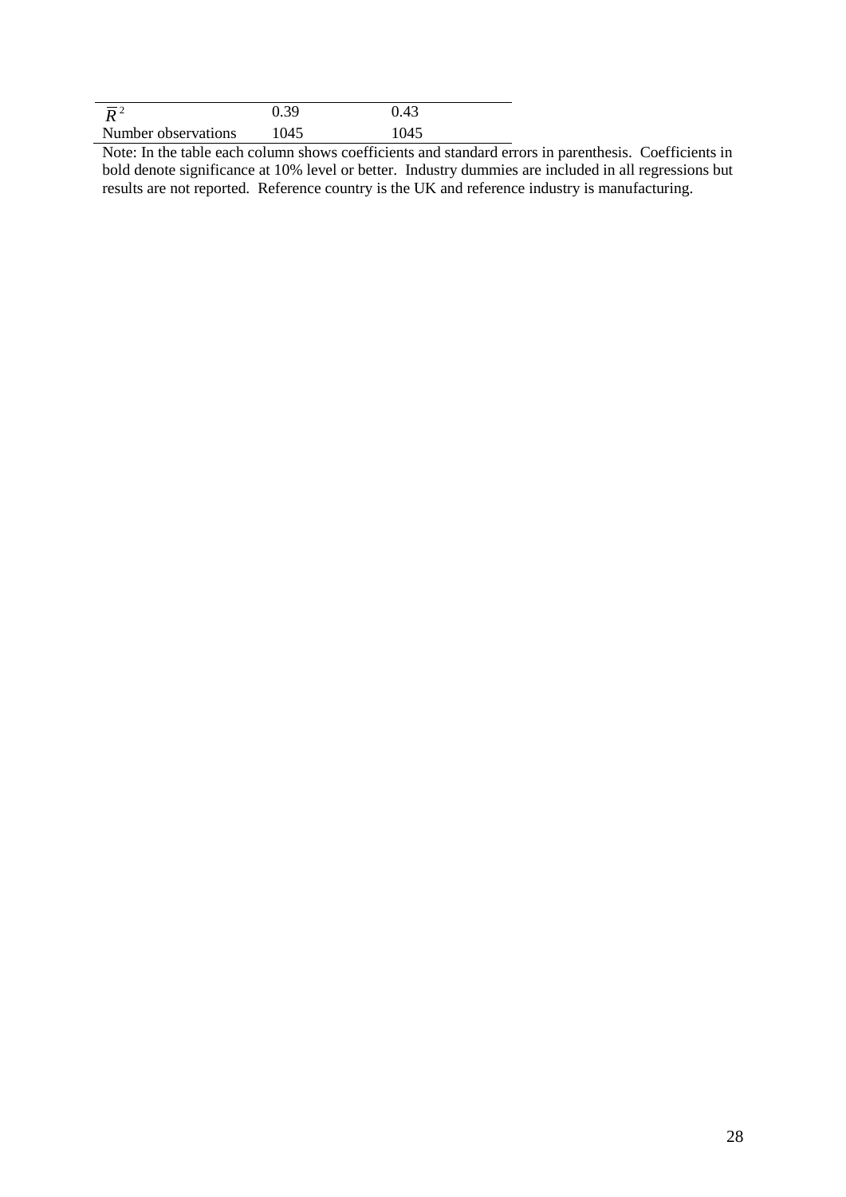| | | |
|---|---|---|
| $\bar{R}^2$ | 0.39 | 0.43 |
| Number observations | 1045 | 1045 |

Note: In the table each column shows coefficients and standard errors in parenthesis. Coefficients in bold denote significance at 10% level or better. Industry dummies are included in all regressions but results are not reported. Reference country is the UK and reference industry is manufacturing.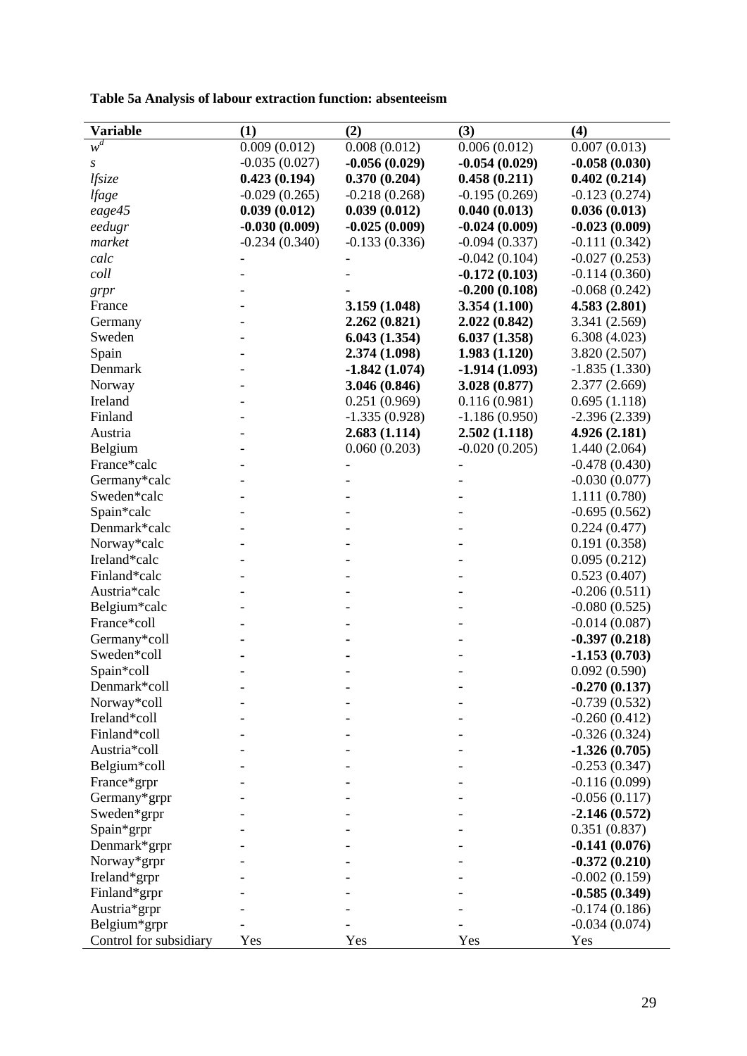**Table 5a Analysis of labour extraction function: absenteeism**

| Variable | (1) | (2) | (3) | (4) |
|---|---|---|---|---|
| $w^d$ | 0.009 (0.012) | 0.008 (0.012) | 0.006 (0.012) | 0.007 (0.013) |
| *s* | -0.035 (0.027) | **-0.056 (0.029)** | **-0.054 (0.029)** | **-0.058 (0.030)** |
| *lfsize* | **0.423 (0.194)** | **0.370 (0.204)** | **0.458 (0.211)** | **0.402 (0.214)** |
| *lfage* | -0.029 (0.265) | -0.218 (0.268) | -0.195 (0.269) | -0.123 (0.274) |
| *eage45* | **0.039 (0.012)** | **0.039 (0.012)** | **0.040 (0.013)** | **0.036 (0.013)** |
| *eedugr* | **-0.030 (0.009)** | **-0.025 (0.009)** | **-0.024 (0.009)** | **-0.023 (0.009)** |
| *market* | -0.234 (0.340) | -0.133 (0.336) | -0.094 (0.337) | -0.111 (0.342) |
| *calc* | - | - | -0.042 (0.104) | -0.027 (0.253) |
| *coll* | - | - | **-0.172 (0.103)** | -0.114 (0.360) |
| *grpr* | - | - | **-0.200 (0.108)** | -0.068 (0.242) |
| France | - | **3.159 (1.048)** | **3.354 (1.100)** | **4.583 (2.801)** |
| Germany | - | **2.262 (0.821)** | **2.022 (0.842)** | 3.341 (2.569) |
| Sweden | - | **6.043 (1.354)** | **6.037 (1.358)** | 6.308 (4.023) |
| Spain | - | **2.374 (1.098)** | **1.983 (1.120)** | 3.820 (2.507) |
| Denmark | - | **-1.842 (1.074)** | **-1.914 (1.093)** | -1.835 (1.330) |
| Norway | - | **3.046 (0.846)** | **3.028 (0.877)** | 2.377 (2.669) |
| Ireland | - | 0.251 (0.969) | 0.116 (0.981) | 0.695 (1.118) |
| Finland | - | -1.335 (0.928) | -1.186 (0.950) | -2.396 (2.339) |
| Austria | - | **2.683 (1.114)** | **2.502 (1.118)** | **4.926 (2.181)** |
| Belgium | - | 0.060 (0.203) | -0.020 (0.205) | 1.440 (2.064) |
| France*calc | - | - | - | -0.478 (0.430) |
| Germany*calc | - | - | - | -0.030 (0.077) |
| Sweden*calc | - | - | - | 1.111 (0.780) |
| Spain*calc | - | - | - | -0.695 (0.562) |
| Denmark*calc | - | - | - | 0.224 (0.477) |
| Norway*calc | - | - | - | 0.191 (0.358) |
| Ireland*calc | - | - | - | 0.095 (0.212) |
| Finland*calc | - | - | - | 0.523 (0.407) |
| Austria*calc | - | - | - | -0.206 (0.511) |
| Belgium*calc | - | - | - | -0.080 (0.525) |
| France*coll | - | - | - | -0.014 (0.087) |
| Germany*coll | - | - | - | **-0.397 (0.218)** |
| Sweden*coll | - | - | - | **-1.153 (0.703)** |
| Spain*coll | - | - | - | 0.092 (0.590) |
| Denmark*coll | - | - | - | **-0.270 (0.137)** |
| Norway*coll | - | - | - | -0.739 (0.532) |
| Ireland*coll | - | - | - | -0.260 (0.412) |
| Finland*coll | - | - | - | -0.326 (0.324) |
| Austria*coll | - | - | - | **-1.326 (0.705)** |
| Belgium*coll | - | - | - | -0.253 (0.347) |
| France*grpr | - | - | - | -0.116 (0.099) |
| Germany*grpr | - | - | - | -0.056 (0.117) |
| Sweden*grpr | - | - | - | **-2.146 (0.572)** |
| Spain*grpr | - | - | - | 0.351 (0.837) |
| Denmark*grpr | - | - | - | **-0.141 (0.076)** |
| Norway*grpr | - | - | - | **-0.372 (0.210)** |
| Ireland*grpr | - | - | - | -0.002 (0.159) |
| Finland*grpr | - | - | - | **-0.585 (0.349)** |
| Austria*grpr | - | - | - | -0.174 (0.186) |
| Belgium*grpr | - | - | - | -0.034 (0.074) |
| Control for subsidiary | Yes | Yes | Yes | Yes |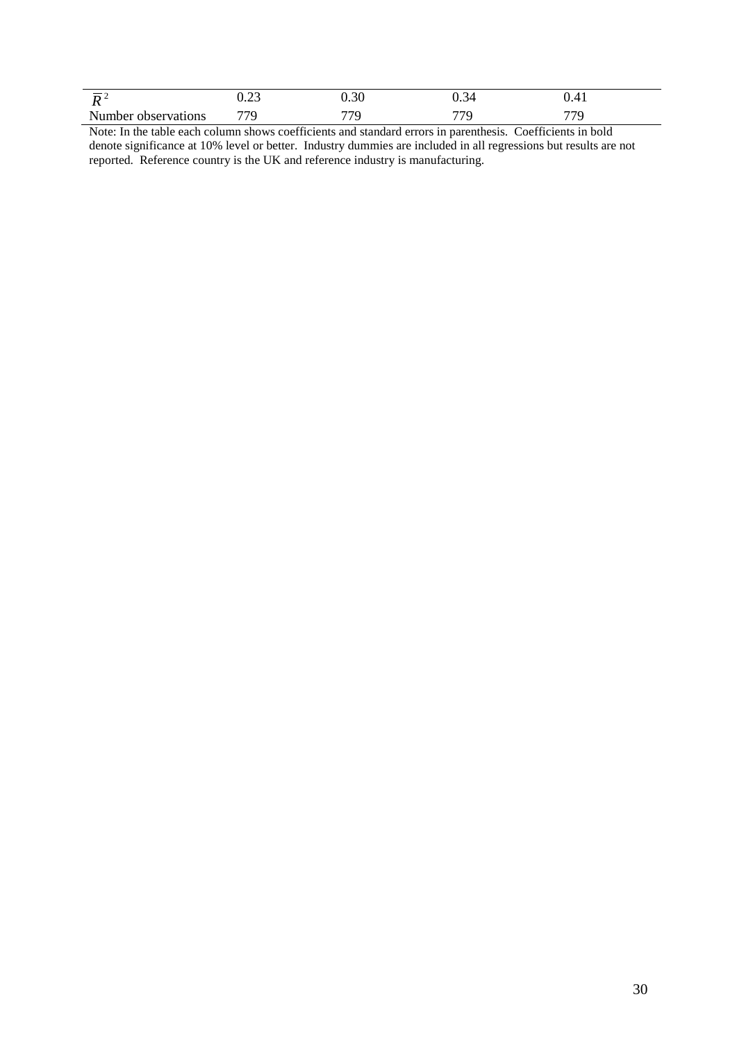|  |  |  |  |  |
|---|---|---|---|---|
| $\overline{R}^2$ | 0.23 | 0.30 | 0.34 | 0.41 |
| Number observations | 779 | 779 | 779 | 779 |

Note: In the table each column shows coefficients and standard errors in parenthesis. Coefficients in bold denote significance at 10% level or better. Industry dummies are included in all regressions but results are not reported. Reference country is the UK and reference industry is manufacturing.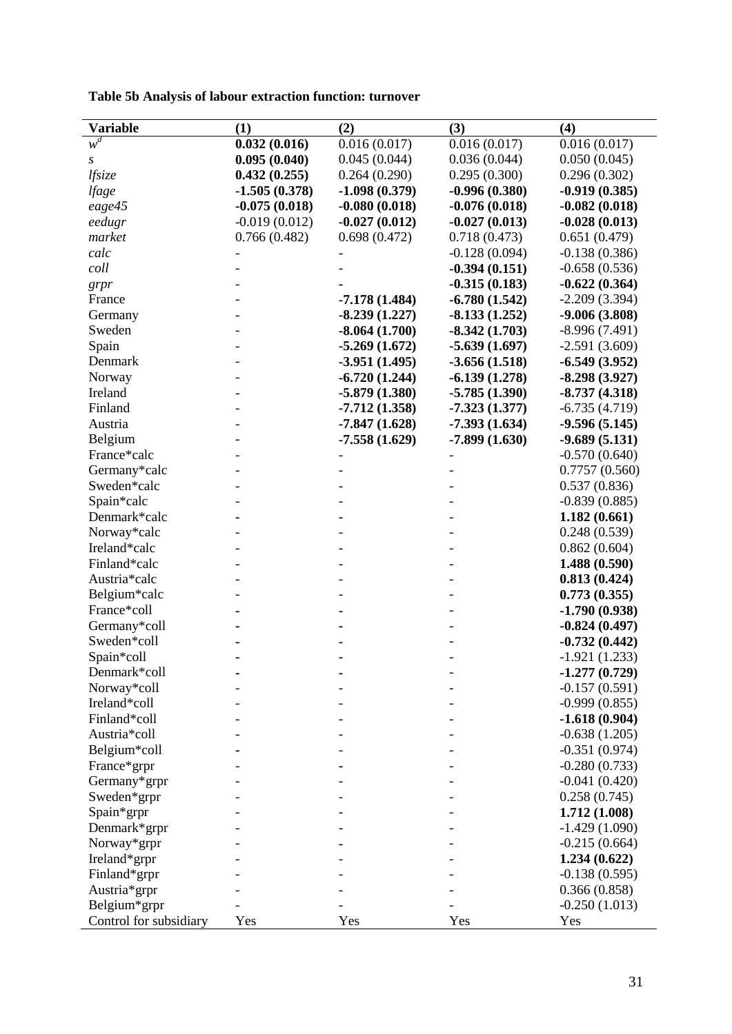**Table 5b Analysis of labour extraction function: turnover**

| Variable | (1) | (2) | (3) | (4) |
|---|---|---|---|---|
| $w^d$ | **0.032 (0.016)** | 0.016 (0.017) | 0.016 (0.017) | 0.016 (0.017) |
| *s* | **0.095 (0.040)** | 0.045 (0.044) | 0.036 (0.044) | 0.050 (0.045) |
| *lfsize* | **0.432 (0.255)** | 0.264 (0.290) | 0.295 (0.300) | 0.296 (0.302) |
| *lfage* | **-1.505 (0.378)** | **-1.098 (0.379)** | **-0.996 (0.380)** | **-0.919 (0.385)** |
| *eage45* | **-0.075 (0.018)** | **-0.080 (0.018)** | **-0.076 (0.018)** | **-0.082 (0.018)** |
| *eedugr* | -0.019 (0.012) | **-0.027 (0.012)** | **-0.027 (0.013)** | **-0.028 (0.013)** |
| *market* | 0.766 (0.482) | 0.698 (0.472) | 0.718 (0.473) | 0.651 (0.479) |
| *calc* | - | - | -0.128 (0.094) | -0.138 (0.386) |
| *coll* | - | - | **-0.394 (0.151)** | -0.658 (0.536) |
| *grpr* | - | - | **-0.315 (0.183)** | **-0.622 (0.364)** |
| France | - | **-7.178 (1.484)** | **-6.780 (1.542)** | -2.209 (3.394) |
| Germany | - | **-8.239 (1.227)** | **-8.133 (1.252)** | **-9.006 (3.808)** |
| Sweden | - | **-8.064 (1.700)** | **-8.342 (1.703)** | -8.996 (7.491) |
| Spain | - | **-5.269 (1.672)** | **-5.639 (1.697)** | -2.591 (3.609) |
| Denmark | - | **-3.951 (1.495)** | **-3.656 (1.518)** | **-6.549 (3.952)** |
| Norway | - | **-6.720 (1.244)** | **-6.139 (1.278)** | **-8.298 (3.927)** |
| Ireland | - | **-5.879 (1.380)** | **-5.785 (1.390)** | **-8.737 (4.318)** |
| Finland | - | **-7.712 (1.358)** | **-7.323 (1.377)** | -6.735 (4.719) |
| Austria | - | **-7.847 (1.628)** | **-7.393 (1.634)** | **-9.596 (5.145)** |
| Belgium | - | **-7.558 (1.629)** | **-7.899 (1.630)** | **-9.689 (5.131)** |
| France*calc | - | - | - | -0.570 (0.640) |
| Germany*calc | - | - | - | 0.7757 (0.560) |
| Sweden*calc | - | - | - | 0.537 (0.836) |
| Spain*calc | - | - | - | -0.839 (0.885) |
| Denmark*calc | - | - | - | **1.182 (0.661)** |
| Norway*calc | - | - | - | 0.248 (0.539) |
| Ireland*calc | - | - | - | 0.862 (0.604) |
| Finland*calc | - | - | - | **1.488 (0.590)** |
| Austria*calc | - | - | - | **0.813 (0.424)** |
| Belgium*calc | - | - | - | **0.773 (0.355)** |
| France*coll | - | - | - | **-1.790 (0.938)** |
| Germany*coll | - | - | - | **-0.824 (0.497)** |
| Sweden*coll | - | - | - | **-0.732 (0.442)** |
| Spain*coll | - | - | - | -1.921 (1.233) |
| Denmark*coll | - | - | - | **-1.277 (0.729)** |
| Norway*coll | - | - | - | -0.157 (0.591) |
| Ireland*coll | - | - | - | -0.999 (0.855) |
| Finland*coll | - | - | - | **-1.618 (0.904)** |
| Austria*coll | - | - | - | -0.638 (1.205) |
| Belgium*coll | - | - | - | -0.351 (0.974) |
| France*grpr | - | - | - | -0.280 (0.733) |
| Germany*grpr | - | - | - | -0.041 (0.420) |
| Sweden*grpr | - | - | - | 0.258 (0.745) |
| Spain*grpr | - | - | - | **1.712 (1.008)** |
| Denmark*grpr | - | - | - | -1.429 (1.090) |
| Norway*grpr | - | - | - | -0.215 (0.664) |
| Ireland*grpr | - | - | - | **1.234 (0.622)** |
| Finland*grpr | - | - | - | -0.138 (0.595) |
| Austria*grpr | - | - | - | 0.366 (0.858) |
| Belgium*grpr | - | - | - | -0.250 (1.013) |
| Control for subsidiary | Yes | Yes | Yes | Yes |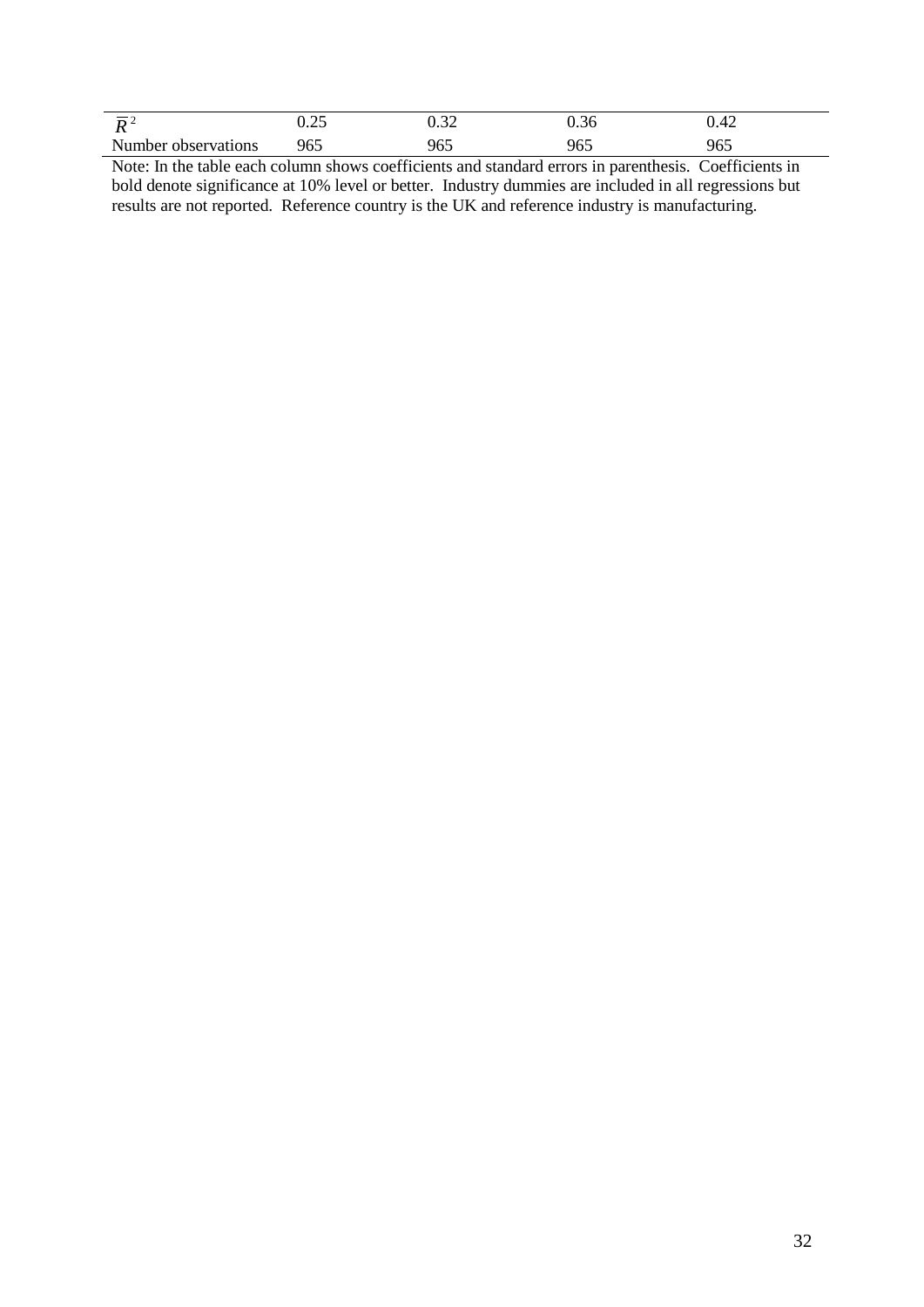| | | | | |
|---|---|---|---|---|
| $\overline{R}^2$ | 0.25 | 0.32 | 0.36 | 0.42 |
| Number observations | 965 | 965 | 965 | 965 |

Note: In the table each column shows coefficients and standard errors in parenthesis. Coefficients in bold denote significance at 10% level or better. Industry dummies are included in all regressions but results are not reported. Reference country is the UK and reference industry is manufacturing.